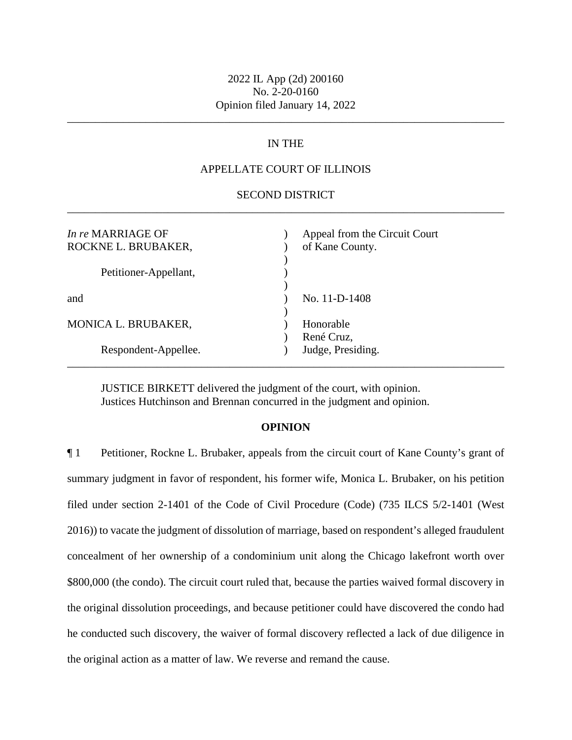2022 IL App (2d) 200160
No. 2-20-0160
Opinion filed January 14, 2022

---

IN THE

APPELLATE COURT OF ILLINOIS

SECOND DISTRICT

---

| | | |
|---|---|---|
| *In re* MARRIAGE OF ROCKNE L. BRUBAKER, | ) | Appeal from the Circuit Court of Kane County. |
| Petitioner-Appellant, | ) | |
| and | ) | No. 11-D-1408 |
| MONICA L. BRUBAKER, | ) | Honorable René Cruz, |
| Respondent-Appellee. | ) | Judge, Presiding. |

---

JUSTICE BIRKETT delivered the judgment of the court, with opinion.
Justices Hutchinson and Brennan concurred in the judgment and opinion.

**OPINION**

¶ 1 Petitioner, Rockne L. Brubaker, appeals from the circuit court of Kane County's grant of summary judgment in favor of respondent, his former wife, Monica L. Brubaker, on his petition filed under section 2-1401 of the Code of Civil Procedure (Code) (735 ILCS 5/2-1401 (West 2016)) to vacate the judgment of dissolution of marriage, based on respondent's alleged fraudulent concealment of her ownership of a condominium unit along the Chicago lakefront worth over $800,000 (the condo). The circuit court ruled that, because the parties waived formal discovery in the original dissolution proceedings, and because petitioner could have discovered the condo had he conducted such discovery, the waiver of formal discovery reflected a lack of due diligence in the original action as a matter of law. We reverse and remand the cause.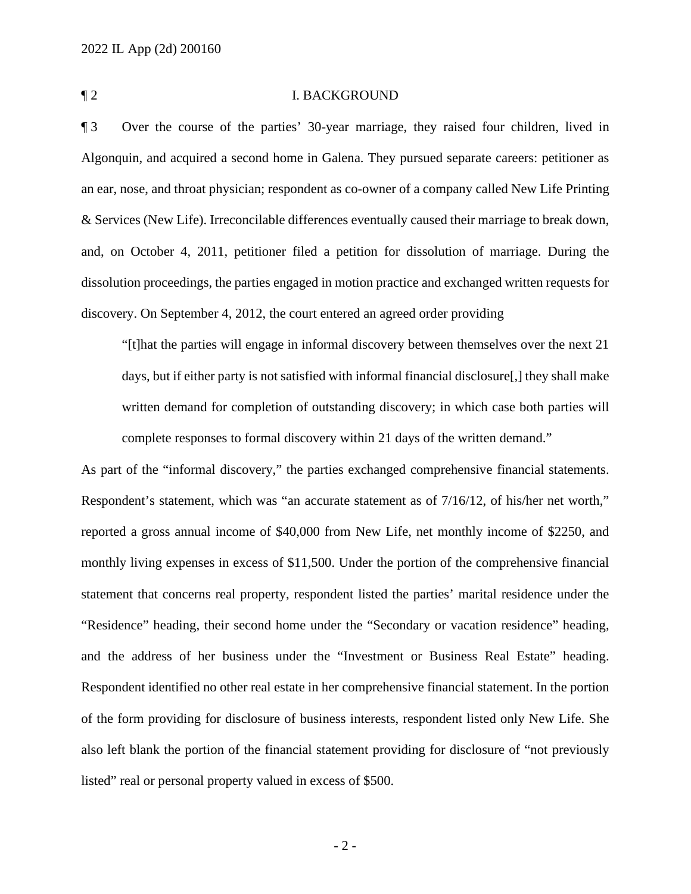¶ 2 I. BACKGROUND

¶ 3 Over the course of the parties' 30-year marriage, they raised four children, lived in Algonquin, and acquired a second home in Galena. They pursued separate careers: petitioner as an ear, nose, and throat physician; respondent as co-owner of a company called New Life Printing & Services (New Life). Irreconcilable differences eventually caused their marriage to break down, and, on October 4, 2011, petitioner filed a petition for dissolution of marriage. During the dissolution proceedings, the parties engaged in motion practice and exchanged written requests for discovery. On September 4, 2012, the court entered an agreed order providing

> "[t]hat the parties will engage in informal discovery between themselves over the next 21 days, but if either party is not satisfied with informal financial disclosure[,] they shall make written demand for completion of outstanding discovery; in which case both parties will complete responses to formal discovery within 21 days of the written demand."

As part of the "informal discovery," the parties exchanged comprehensive financial statements. Respondent's statement, which was "an accurate statement as of 7/16/12, of his/her net worth," reported a gross annual income of $40,000 from New Life, net monthly income of $2250, and monthly living expenses in excess of $11,500. Under the portion of the comprehensive financial statement that concerns real property, respondent listed the parties' marital residence under the "Residence" heading, their second home under the "Secondary or vacation residence" heading, and the address of her business under the "Investment or Business Real Estate" heading. Respondent identified no other real estate in her comprehensive financial statement. In the portion of the form providing for disclosure of business interests, respondent listed only New Life. She also left blank the portion of the financial statement providing for disclosure of "not previously listed" real or personal property valued in excess of $500.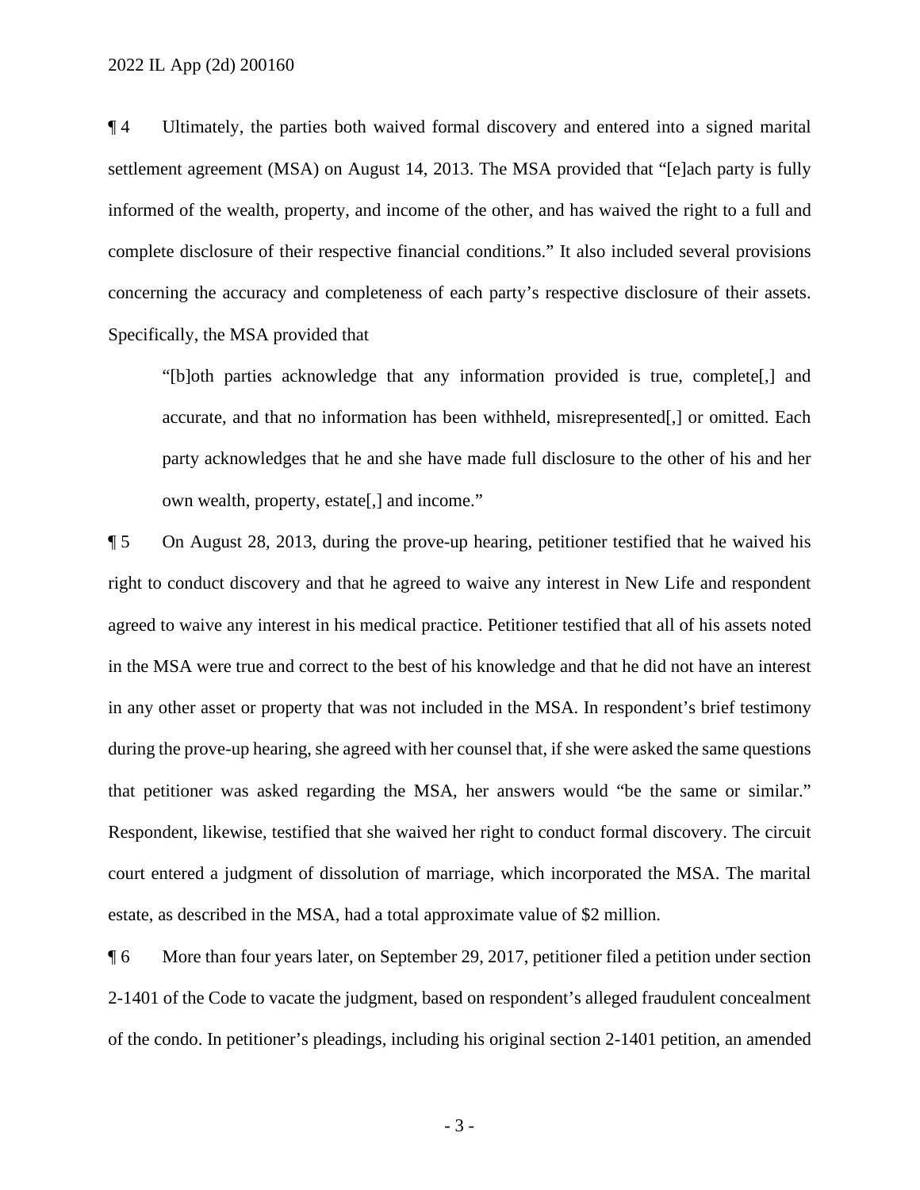¶ 4 Ultimately, the parties both waived formal discovery and entered into a signed marital settlement agreement (MSA) on August 14, 2013. The MSA provided that "[e]ach party is fully informed of the wealth, property, and income of the other, and has waived the right to a full and complete disclosure of their respective financial conditions." It also included several provisions concerning the accuracy and completeness of each party's respective disclosure of their assets. Specifically, the MSA provided that

> "[b]oth parties acknowledge that any information provided is true, complete[,] and accurate, and that no information has been withheld, misrepresented[,] or omitted. Each party acknowledges that he and she have made full disclosure to the other of his and her own wealth, property, estate[,] and income."

¶ 5 On August 28, 2013, during the prove-up hearing, petitioner testified that he waived his right to conduct discovery and that he agreed to waive any interest in New Life and respondent agreed to waive any interest in his medical practice. Petitioner testified that all of his assets noted in the MSA were true and correct to the best of his knowledge and that he did not have an interest in any other asset or property that was not included in the MSA. In respondent's brief testimony during the prove-up hearing, she agreed with her counsel that, if she were asked the same questions that petitioner was asked regarding the MSA, her answers would "be the same or similar." Respondent, likewise, testified that she waived her right to conduct formal discovery. The circuit court entered a judgment of dissolution of marriage, which incorporated the MSA. The marital estate, as described in the MSA, had a total approximate value of $2 million.

¶ 6 More than four years later, on September 29, 2017, petitioner filed a petition under section 2-1401 of the Code to vacate the judgment, based on respondent's alleged fraudulent concealment of the condo. In petitioner's pleadings, including his original section 2-1401 petition, an amended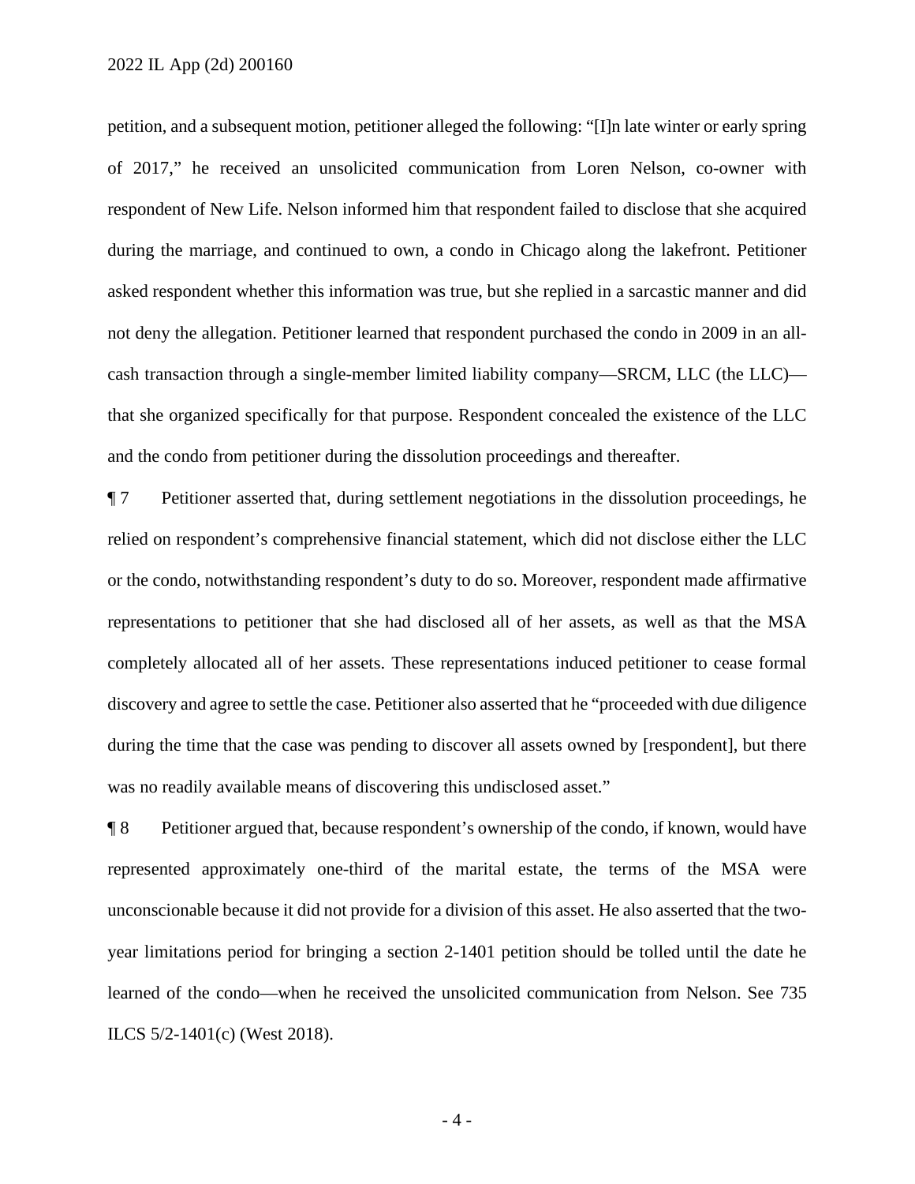petition, and a subsequent motion, petitioner alleged the following: "[I]n late winter or early spring of 2017," he received an unsolicited communication from Loren Nelson, co-owner with respondent of New Life. Nelson informed him that respondent failed to disclose that she acquired during the marriage, and continued to own, a condo in Chicago along the lakefront. Petitioner asked respondent whether this information was true, but she replied in a sarcastic manner and did not deny the allegation. Petitioner learned that respondent purchased the condo in 2009 in an all-cash transaction through a single-member limited liability company—SRCM, LLC (the LLC)—that she organized specifically for that purpose. Respondent concealed the existence of the LLC and the condo from petitioner during the dissolution proceedings and thereafter.

¶ 7 Petitioner asserted that, during settlement negotiations in the dissolution proceedings, he relied on respondent's comprehensive financial statement, which did not disclose either the LLC or the condo, notwithstanding respondent's duty to do so. Moreover, respondent made affirmative representations to petitioner that she had disclosed all of her assets, as well as that the MSA completely allocated all of her assets. These representations induced petitioner to cease formal discovery and agree to settle the case. Petitioner also asserted that he "proceeded with due diligence during the time that the case was pending to discover all assets owned by [respondent], but there was no readily available means of discovering this undisclosed asset."

¶ 8 Petitioner argued that, because respondent's ownership of the condo, if known, would have represented approximately one-third of the marital estate, the terms of the MSA were unconscionable because it did not provide for a division of this asset. He also asserted that the two-year limitations period for bringing a section 2-1401 petition should be tolled until the date he learned of the condo—when he received the unsolicited communication from Nelson. See 735 ILCS 5/2-1401(c) (West 2018).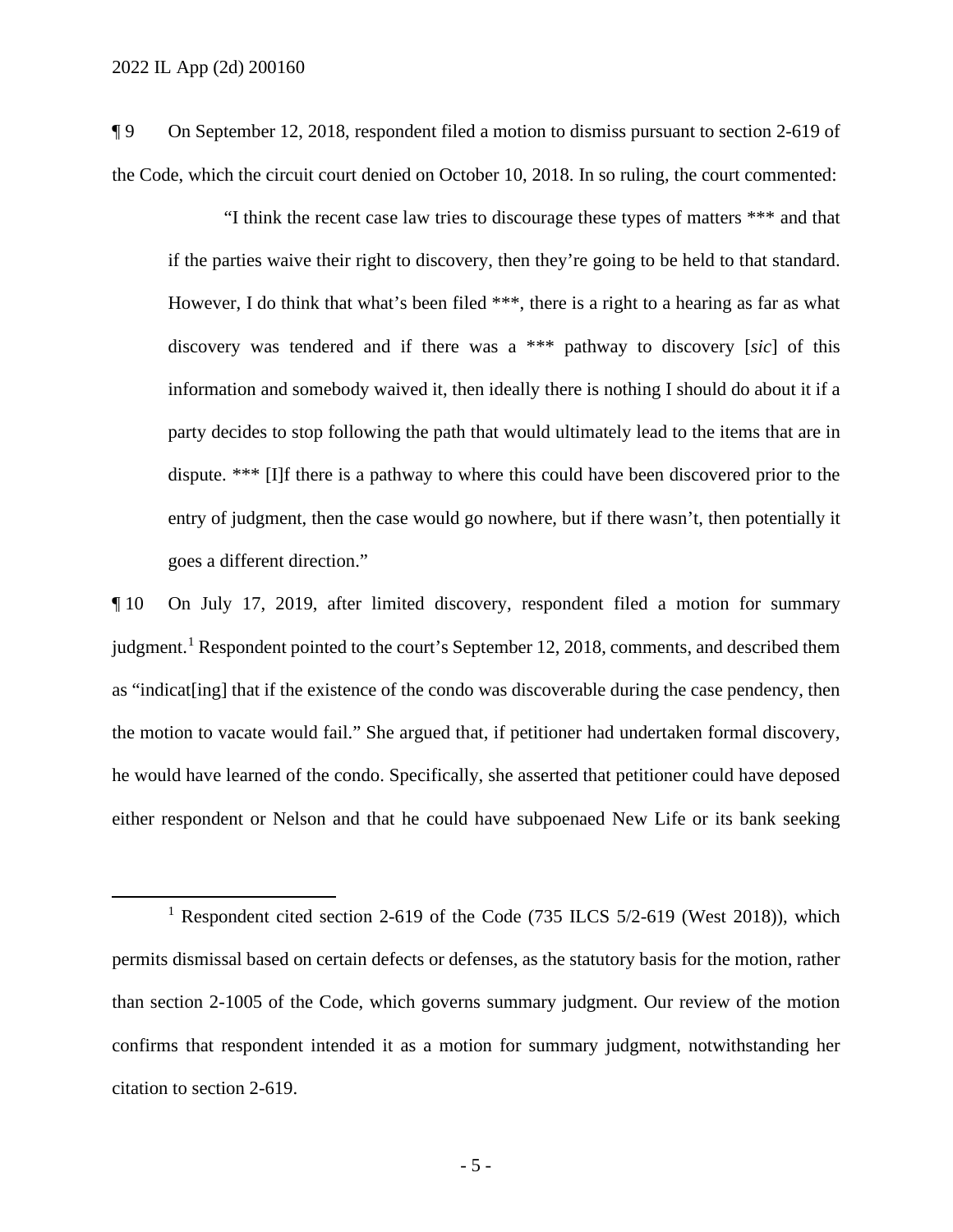¶ 9 On September 12, 2018, respondent filed a motion to dismiss pursuant to section 2-619 of the Code, which the circuit court denied on October 10, 2018. In so ruling, the court commented:

> "I think the recent case law tries to discourage these types of matters *** and that if the parties waive their right to discovery, then they're going to be held to that standard. However, I do think that what's been filed ***, there is a right to a hearing as far as what discovery was tendered and if there was a *** pathway to discovery [*sic*] of this information and somebody waived it, then ideally there is nothing I should do about it if a party decides to stop following the path that would ultimately lead to the items that are in dispute. *** [I]f there is a pathway to where this could have been discovered prior to the entry of judgment, then the case would go nowhere, but if there wasn't, then potentially it goes a different direction."

¶ 10 On July 17, 2019, after limited discovery, respondent filed a motion for summary judgment.[1] Respondent pointed to the court's September 12, 2018, comments, and described them as "indicat[ing] that if the existence of the condo was discoverable during the case pendency, then the motion to vacate would fail." She argued that, if petitioner had undertaken formal discovery, he would have learned of the condo. Specifically, she asserted that petitioner could have deposed either respondent or Nelson and that he could have subpoenaed New Life or its bank seeking

---

[1] Respondent cited section 2-619 of the Code (735 ILCS 5/2-619 (West 2018)), which permits dismissal based on certain defects or defenses, as the statutory basis for the motion, rather than section 2-1005 of the Code, which governs summary judgment. Our review of the motion confirms that respondent intended it as a motion for summary judgment, notwithstanding her citation to section 2-619.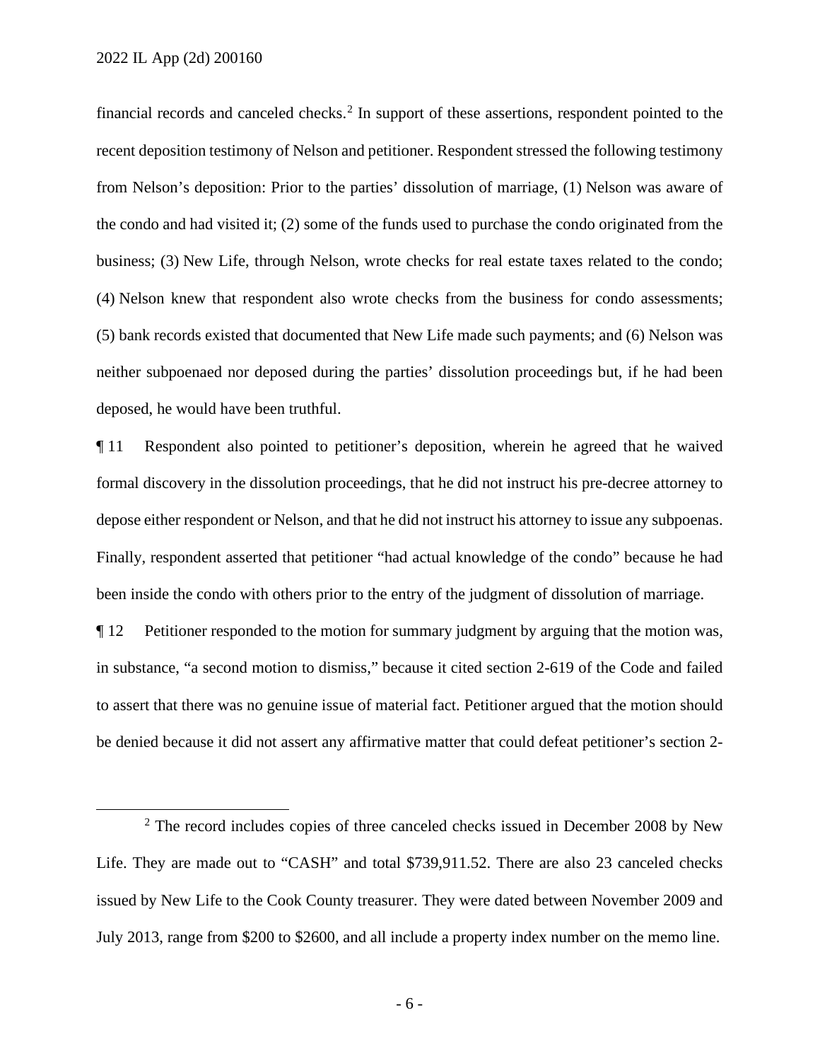financial records and canceled checks.[2] In support of these assertions, respondent pointed to the recent deposition testimony of Nelson and petitioner. Respondent stressed the following testimony from Nelson's deposition: Prior to the parties' dissolution of marriage, (1) Nelson was aware of the condo and had visited it; (2) some of the funds used to purchase the condo originated from the business; (3) New Life, through Nelson, wrote checks for real estate taxes related to the condo; (4) Nelson knew that respondent also wrote checks from the business for condo assessments; (5) bank records existed that documented that New Life made such payments; and (6) Nelson was neither subpoenaed nor deposed during the parties' dissolution proceedings but, if he had been deposed, he would have been truthful.

¶ 11 Respondent also pointed to petitioner's deposition, wherein he agreed that he waived formal discovery in the dissolution proceedings, that he did not instruct his pre-decree attorney to depose either respondent or Nelson, and that he did not instruct his attorney to issue any subpoenas. Finally, respondent asserted that petitioner "had actual knowledge of the condo" because he had been inside the condo with others prior to the entry of the judgment of dissolution of marriage.

¶ 12 Petitioner responded to the motion for summary judgment by arguing that the motion was, in substance, "a second motion to dismiss," because it cited section 2-619 of the Code and failed to assert that there was no genuine issue of material fact. Petitioner argued that the motion should be denied because it did not assert any affirmative matter that could defeat petitioner's section 2-

---

[2] The record includes copies of three canceled checks issued in December 2008 by New Life. They are made out to "CASH" and total $739,911.52. There are also 23 canceled checks issued by New Life to the Cook County treasurer. They were dated between November 2009 and July 2013, range from $200 to $2600, and all include a property index number on the memo line.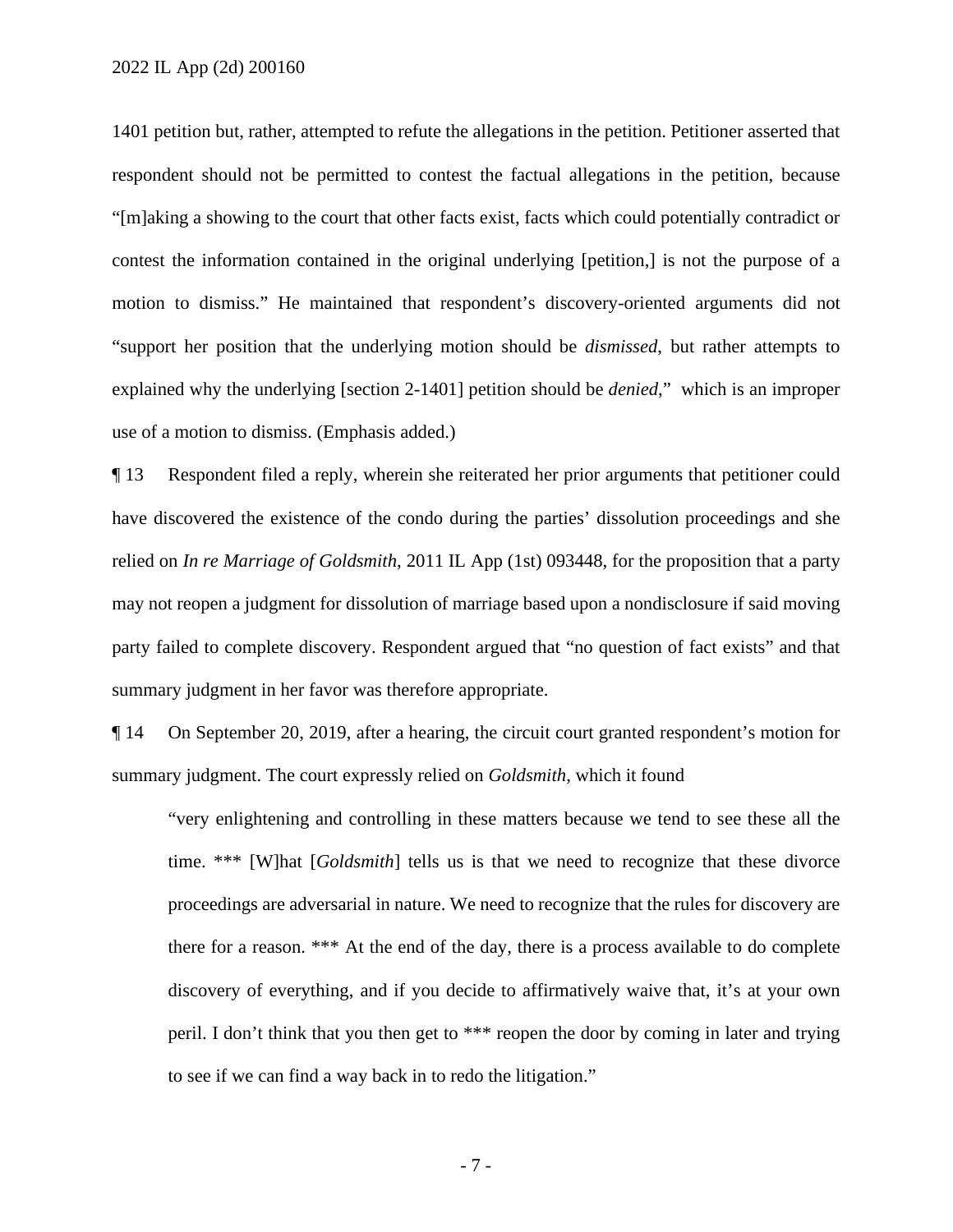1401 petition but, rather, attempted to refute the allegations in the petition. Petitioner asserted that respondent should not be permitted to contest the factual allegations in the petition, because "[m]aking a showing to the court that other facts exist, facts which could potentially contradict or contest the information contained in the original underlying [petition,] is not the purpose of a motion to dismiss." He maintained that respondent's discovery-oriented arguments did not "support her position that the underlying motion should be *dismissed*, but rather attempts to explained why the underlying [section 2-1401] petition should be *denied*," which is an improper use of a motion to dismiss. (Emphasis added.)

¶ 13 Respondent filed a reply, wherein she reiterated her prior arguments that petitioner could have discovered the existence of the condo during the parties' dissolution proceedings and she relied on *In re Marriage of Goldsmith*, 2011 IL App (1st) 093448, for the proposition that a party may not reopen a judgment for dissolution of marriage based upon a nondisclosure if said moving party failed to complete discovery. Respondent argued that "no question of fact exists" and that summary judgment in her favor was therefore appropriate.

¶ 14 On September 20, 2019, after a hearing, the circuit court granted respondent's motion for summary judgment. The court expressly relied on *Goldsmith*, which it found

> "very enlightening and controlling in these matters because we tend to see these all the time. *** [W]hat [*Goldsmith*] tells us is that we need to recognize that these divorce proceedings are adversarial in nature. We need to recognize that the rules for discovery are there for a reason. *** At the end of the day, there is a process available to do complete discovery of everything, and if you decide to affirmatively waive that, it's at your own peril. I don't think that you then get to *** reopen the door by coming in later and trying to see if we can find a way back in to redo the litigation."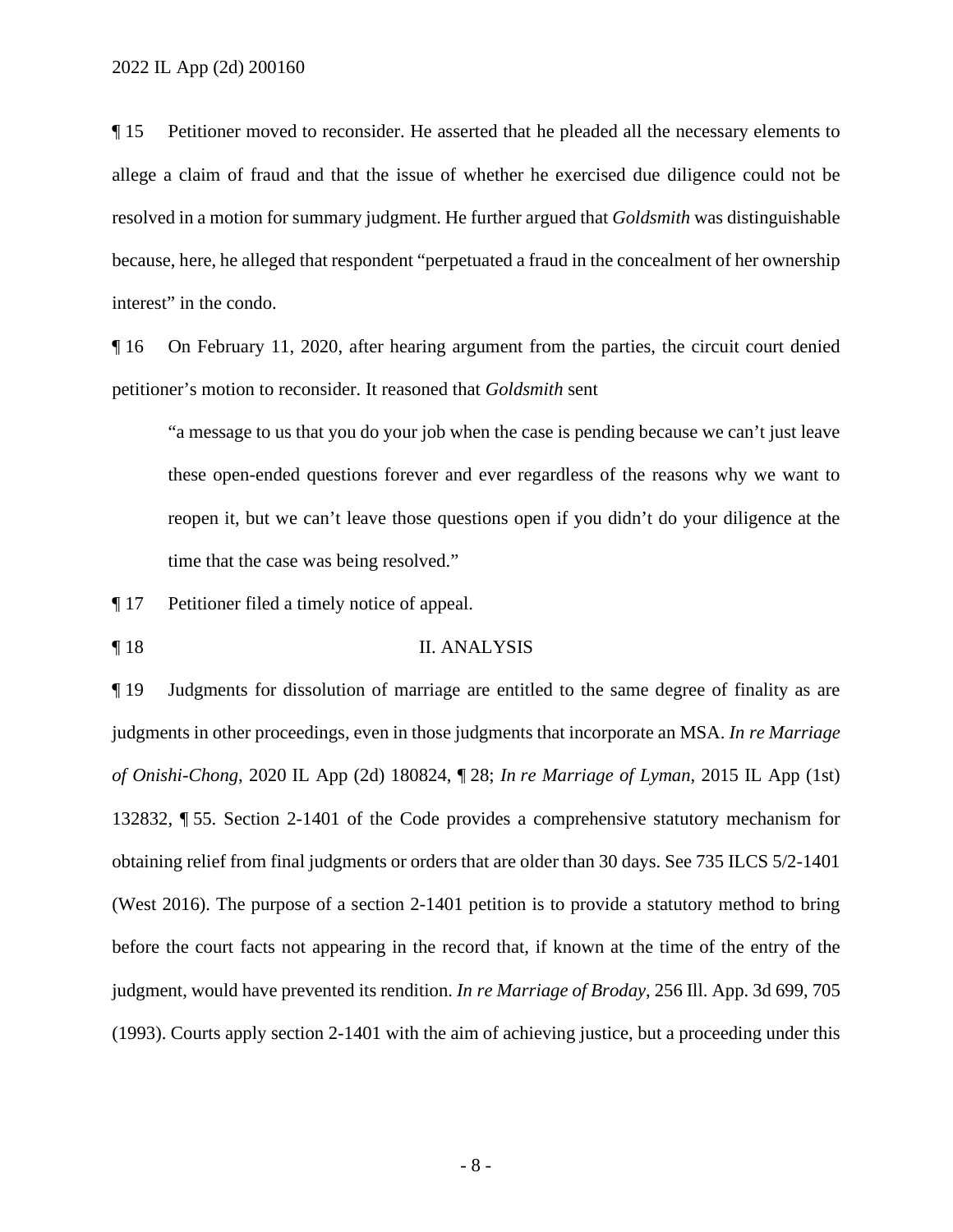¶ 15 Petitioner moved to reconsider. He asserted that he pleaded all the necessary elements to allege a claim of fraud and that the issue of whether he exercised due diligence could not be resolved in a motion for summary judgment. He further argued that *Goldsmith* was distinguishable because, here, he alleged that respondent "perpetuated a fraud in the concealment of her ownership interest" in the condo.

¶ 16 On February 11, 2020, after hearing argument from the parties, the circuit court denied petitioner's motion to reconsider. It reasoned that *Goldsmith* sent

> "a message to us that you do your job when the case is pending because we can't just leave these open-ended questions forever and ever regardless of the reasons why we want to reopen it, but we can't leave those questions open if you didn't do your diligence at the time that the case was being resolved."

¶ 17 Petitioner filed a timely notice of appeal.

## ¶ 18 II. ANALYSIS

¶ 19 Judgments for dissolution of marriage are entitled to the same degree of finality as are judgments in other proceedings, even in those judgments that incorporate an MSA. *In re Marriage of Onishi-Chong*, 2020 IL App (2d) 180824, ¶ 28; *In re Marriage of Lyman*, 2015 IL App (1st) 132832, ¶ 55. Section 2-1401 of the Code provides a comprehensive statutory mechanism for obtaining relief from final judgments or orders that are older than 30 days. See 735 ILCS 5/2-1401 (West 2016). The purpose of a section 2-1401 petition is to provide a statutory method to bring before the court facts not appearing in the record that, if known at the time of the entry of the judgment, would have prevented its rendition. *In re Marriage of Broday*, 256 Ill. App. 3d 699, 705 (1993). Courts apply section 2-1401 with the aim of achieving justice, but a proceeding under this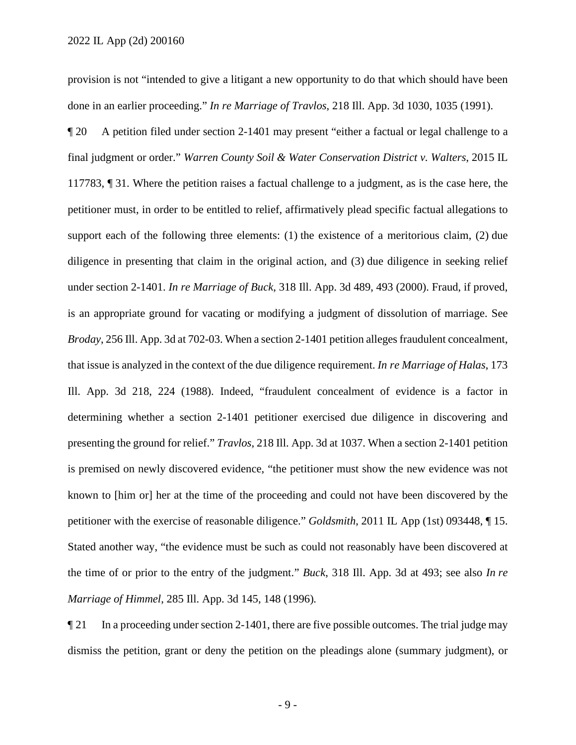provision is not "intended to give a litigant a new opportunity to do that which should have been done in an earlier proceeding." *In re Marriage of Travlos*, 218 Ill. App. 3d 1030, 1035 (1991).

¶ 20 A petition filed under section 2-1401 may present "either a factual or legal challenge to a final judgment or order." *Warren County Soil & Water Conservation District v. Walters*, 2015 IL 117783, ¶ 31. Where the petition raises a factual challenge to a judgment, as is the case here, the petitioner must, in order to be entitled to relief, affirmatively plead specific factual allegations to support each of the following three elements: (1) the existence of a meritorious claim, (2) due diligence in presenting that claim in the original action, and (3) due diligence in seeking relief under section 2-1401. *In re Marriage of Buck*, 318 Ill. App. 3d 489, 493 (2000). Fraud, if proved, is an appropriate ground for vacating or modifying a judgment of dissolution of marriage. See *Broday*, 256 Ill. App. 3d at 702-03. When a section 2-1401 petition alleges fraudulent concealment, that issue is analyzed in the context of the due diligence requirement. *In re Marriage of Halas*, 173 Ill. App. 3d 218, 224 (1988). Indeed, "fraudulent concealment of evidence is a factor in determining whether a section 2-1401 petitioner exercised due diligence in discovering and presenting the ground for relief." *Travlos*, 218 Ill. App. 3d at 1037. When a section 2-1401 petition is premised on newly discovered evidence, "the petitioner must show the new evidence was not known to [him or] her at the time of the proceeding and could not have been discovered by the petitioner with the exercise of reasonable diligence." *Goldsmith*, 2011 IL App (1st) 093448, ¶ 15. Stated another way, "the evidence must be such as could not reasonably have been discovered at the time of or prior to the entry of the judgment." *Buck*, 318 Ill. App. 3d at 493; see also *In re Marriage of Himmel*, 285 Ill. App. 3d 145, 148 (1996).

¶ 21 In a proceeding under section 2-1401, there are five possible outcomes. The trial judge may dismiss the petition, grant or deny the petition on the pleadings alone (summary judgment), or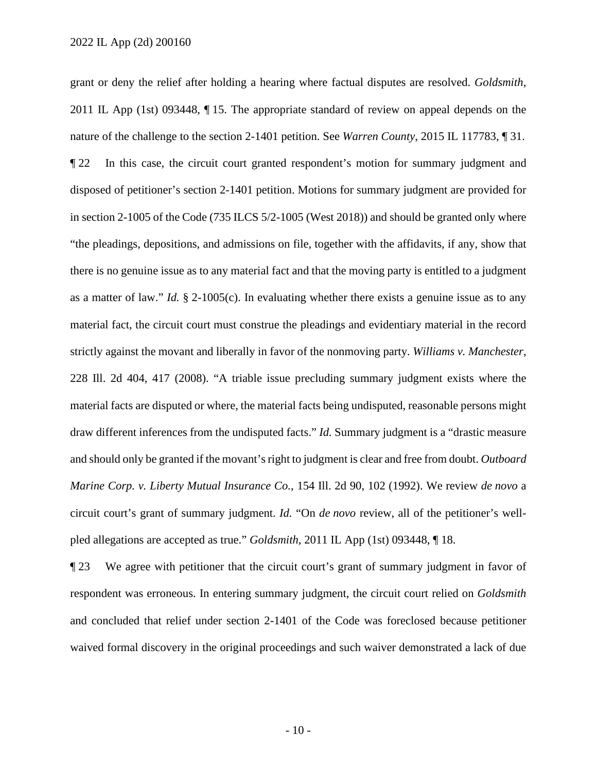grant or deny the relief after holding a hearing where factual disputes are resolved. *Goldsmith*, 2011 IL App (1st) 093448, ¶ 15. The appropriate standard of review on appeal depends on the nature of the challenge to the section 2-1401 petition. See *Warren County*, 2015 IL 117783, ¶ 31.

¶ 22 In this case, the circuit court granted respondent's motion for summary judgment and disposed of petitioner's section 2-1401 petition. Motions for summary judgment are provided for in section 2-1005 of the Code (735 ILCS 5/2-1005 (West 2018)) and should be granted only where "the pleadings, depositions, and admissions on file, together with the affidavits, if any, show that there is no genuine issue as to any material fact and that the moving party is entitled to a judgment as a matter of law." *Id.* § 2-1005(c). In evaluating whether there exists a genuine issue as to any material fact, the circuit court must construe the pleadings and evidentiary material in the record strictly against the movant and liberally in favor of the nonmoving party. *Williams v. Manchester*, 228 Ill. 2d 404, 417 (2008). "A triable issue precluding summary judgment exists where the material facts are disputed or where, the material facts being undisputed, reasonable persons might draw different inferences from the undisputed facts." *Id.* Summary judgment is a "drastic measure and should only be granted if the movant's right to judgment is clear and free from doubt. *Outboard Marine Corp. v. Liberty Mutual Insurance Co.*, 154 Ill. 2d 90, 102 (1992). We review *de novo* a circuit court's grant of summary judgment. *Id.* "On *de novo* review, all of the petitioner's well-pled allegations are accepted as true." *Goldsmith*, 2011 IL App (1st) 093448, ¶ 18.

¶ 23 We agree with petitioner that the circuit court's grant of summary judgment in favor of respondent was erroneous. In entering summary judgment, the circuit court relied on *Goldsmith* and concluded that relief under section 2-1401 of the Code was foreclosed because petitioner waived formal discovery in the original proceedings and such waiver demonstrated a lack of due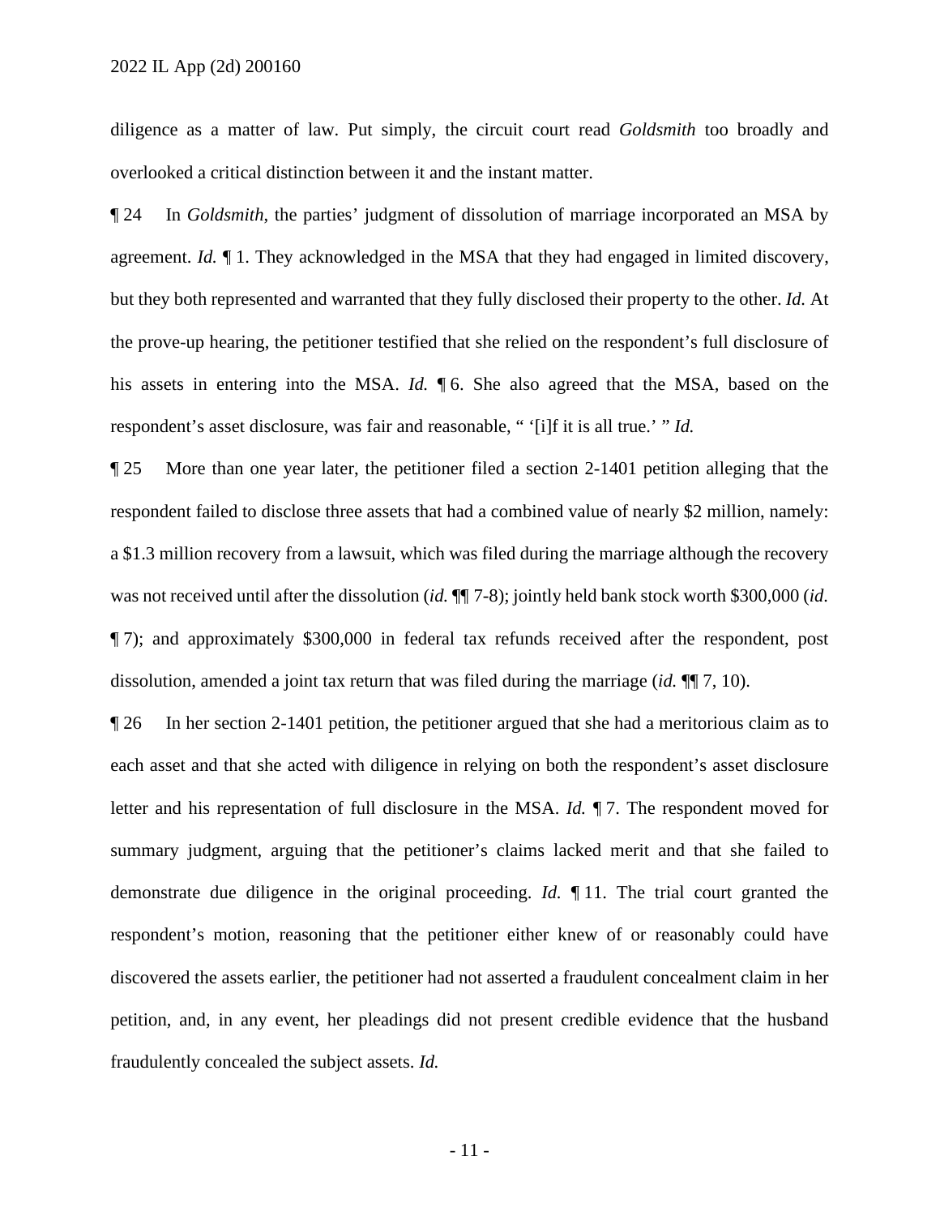diligence as a matter of law. Put simply, the circuit court read *Goldsmith* too broadly and overlooked a critical distinction between it and the instant matter.

¶ 24 In *Goldsmith*, the parties' judgment of dissolution of marriage incorporated an MSA by agreement. *Id.* ¶ 1. They acknowledged in the MSA that they had engaged in limited discovery, but they both represented and warranted that they fully disclosed their property to the other. *Id.* At the prove-up hearing, the petitioner testified that she relied on the respondent's full disclosure of his assets in entering into the MSA. *Id.* ¶ 6. She also agreed that the MSA, based on the respondent's asset disclosure, was fair and reasonable, " '[i]f it is all true.' " *Id.*

¶ 25 More than one year later, the petitioner filed a section 2-1401 petition alleging that the respondent failed to disclose three assets that had a combined value of nearly $2 million, namely: a $1.3 million recovery from a lawsuit, which was filed during the marriage although the recovery was not received until after the dissolution (*id.* ¶¶ 7-8); jointly held bank stock worth $300,000 (*id.* ¶ 7); and approximately $300,000 in federal tax refunds received after the respondent, post dissolution, amended a joint tax return that was filed during the marriage (*id.* ¶¶ 7, 10).

¶ 26 In her section 2-1401 petition, the petitioner argued that she had a meritorious claim as to each asset and that she acted with diligence in relying on both the respondent's asset disclosure letter and his representation of full disclosure in the MSA. *Id.* ¶ 7. The respondent moved for summary judgment, arguing that the petitioner's claims lacked merit and that she failed to demonstrate due diligence in the original proceeding. *Id.* ¶ 11. The trial court granted the respondent's motion, reasoning that the petitioner either knew of or reasonably could have discovered the assets earlier, the petitioner had not asserted a fraudulent concealment claim in her petition, and, in any event, her pleadings did not present credible evidence that the husband fraudulently concealed the subject assets. *Id.*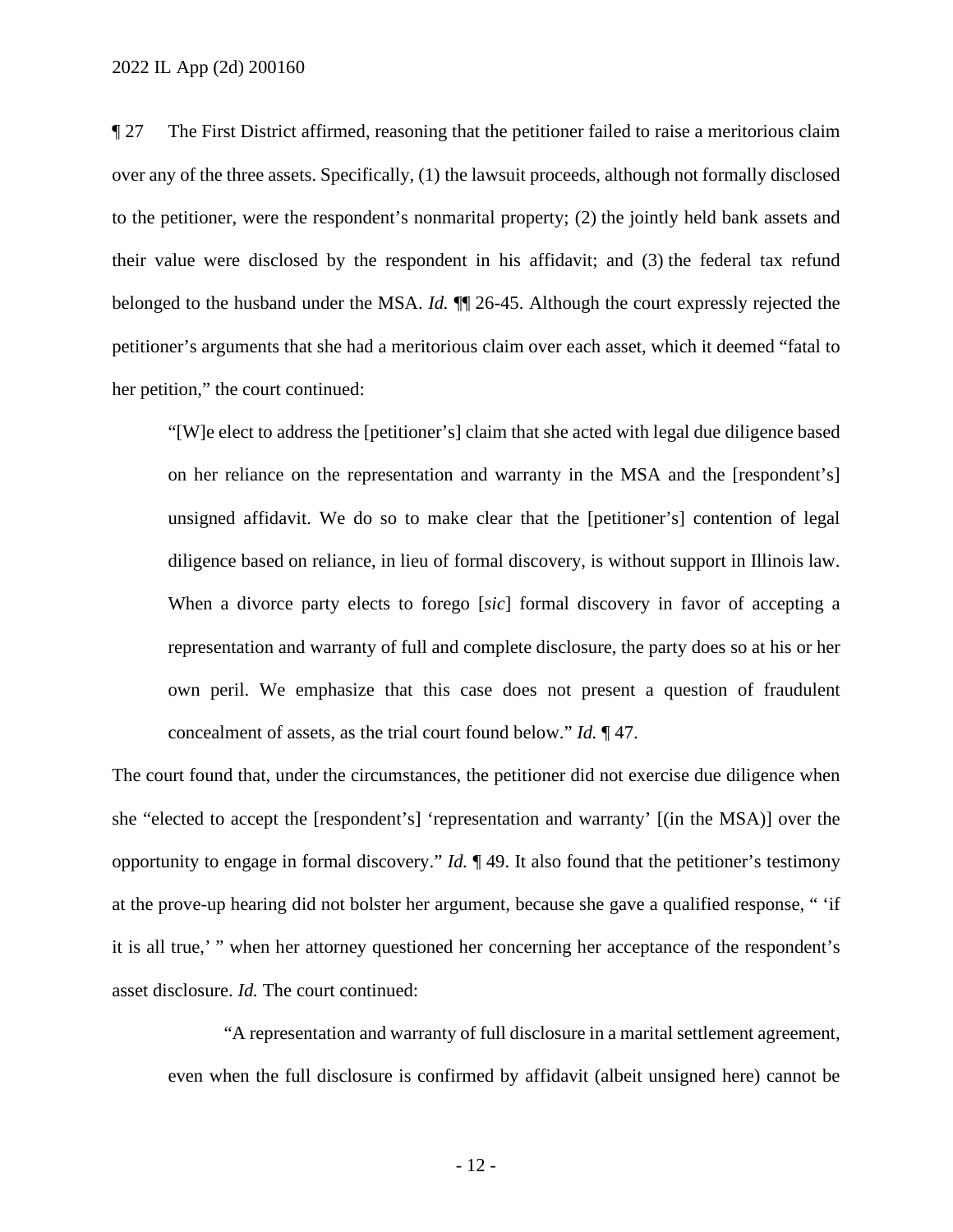¶ 27 The First District affirmed, reasoning that the petitioner failed to raise a meritorious claim over any of the three assets. Specifically, (1) the lawsuit proceeds, although not formally disclosed to the petitioner, were the respondent's nonmarital property; (2) the jointly held bank assets and their value were disclosed by the respondent in his affidavit; and (3) the federal tax refund belonged to the husband under the MSA. *Id.* ¶¶ 26-45. Although the court expressly rejected the petitioner's arguments that she had a meritorious claim over each asset, which it deemed "fatal to her petition," the court continued:

> "[W]e elect to address the [petitioner's] claim that she acted with legal due diligence based on her reliance on the representation and warranty in the MSA and the [respondent's] unsigned affidavit. We do so to make clear that the [petitioner's] contention of legal diligence based on reliance, in lieu of formal discovery, is without support in Illinois law. When a divorce party elects to forego [*sic*] formal discovery in favor of accepting a representation and warranty of full and complete disclosure, the party does so at his or her own peril. We emphasize that this case does not present a question of fraudulent concealment of assets, as the trial court found below." *Id.* ¶ 47.

The court found that, under the circumstances, the petitioner did not exercise due diligence when she "elected to accept the [respondent's] 'representation and warranty' [(in the MSA)] over the opportunity to engage in formal discovery." *Id.* ¶ 49. It also found that the petitioner's testimony at the prove-up hearing did not bolster her argument, because she gave a qualified response, " 'if it is all true,' " when her attorney questioned her concerning her acceptance of the respondent's asset disclosure. *Id.* The court continued:

> "A representation and warranty of full disclosure in a marital settlement agreement, even when the full disclosure is confirmed by affidavit (albeit unsigned here) cannot be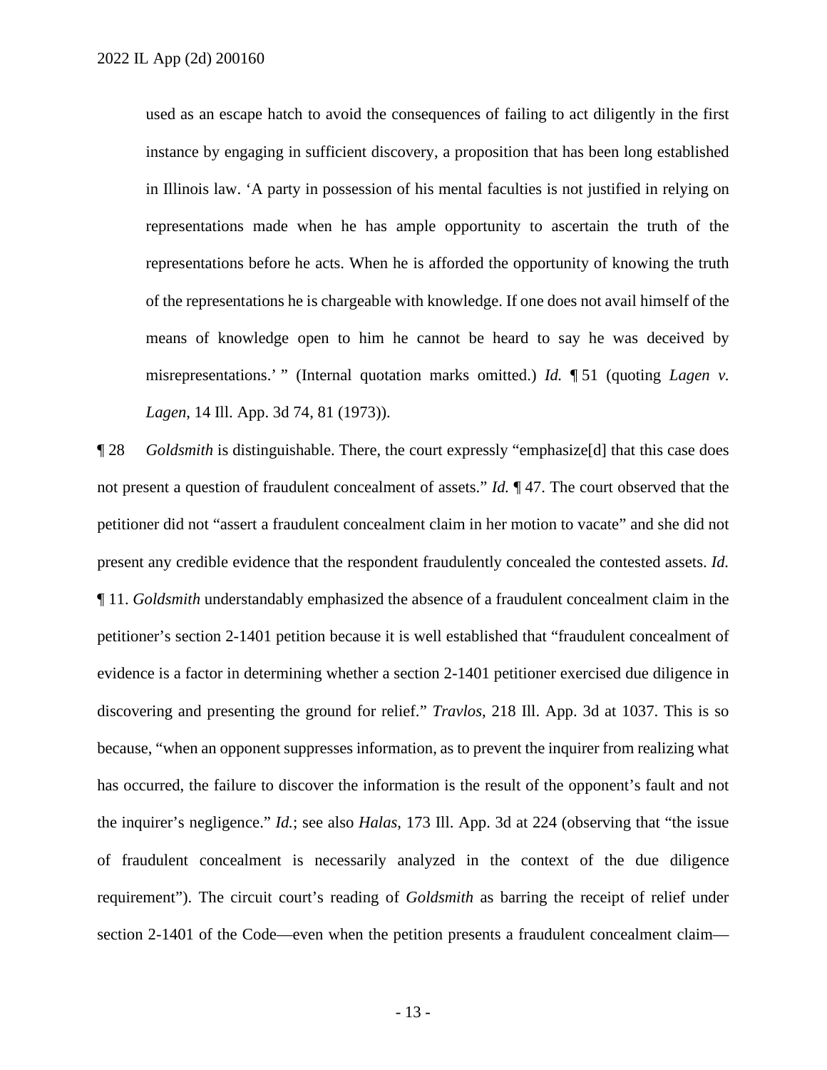used as an escape hatch to avoid the consequences of failing to act diligently in the first instance by engaging in sufficient discovery, a proposition that has been long established in Illinois law. 'A party in possession of his mental faculties is not justified in relying on representations made when he has ample opportunity to ascertain the truth of the representations before he acts. When he is afforded the opportunity of knowing the truth of the representations he is chargeable with knowledge. If one does not avail himself of the means of knowledge open to him he cannot be heard to say he was deceived by misrepresentations.' " (Internal quotation marks omitted.) *Id.* ¶ 51 (quoting *Lagen v. Lagen*, 14 Ill. App. 3d 74, 81 (1973)).

¶ 28 *Goldsmith* is distinguishable. There, the court expressly "emphasize[d] that this case does not present a question of fraudulent concealment of assets." *Id.* ¶ 47. The court observed that the petitioner did not "assert a fraudulent concealment claim in her motion to vacate" and she did not present any credible evidence that the respondent fraudulently concealed the contested assets. *Id.* ¶ 11. *Goldsmith* understandably emphasized the absence of a fraudulent concealment claim in the petitioner's section 2-1401 petition because it is well established that "fraudulent concealment of evidence is a factor in determining whether a section 2-1401 petitioner exercised due diligence in discovering and presenting the ground for relief." *Travlos*, 218 Ill. App. 3d at 1037. This is so because, "when an opponent suppresses information, as to prevent the inquirer from realizing what has occurred, the failure to discover the information is the result of the opponent's fault and not the inquirer's negligence." *Id.*; see also *Halas*, 173 Ill. App. 3d at 224 (observing that "the issue of fraudulent concealment is necessarily analyzed in the context of the due diligence requirement"). The circuit court's reading of *Goldsmith* as barring the receipt of relief under section 2-1401 of the Code—even when the petition presents a fraudulent concealment claim—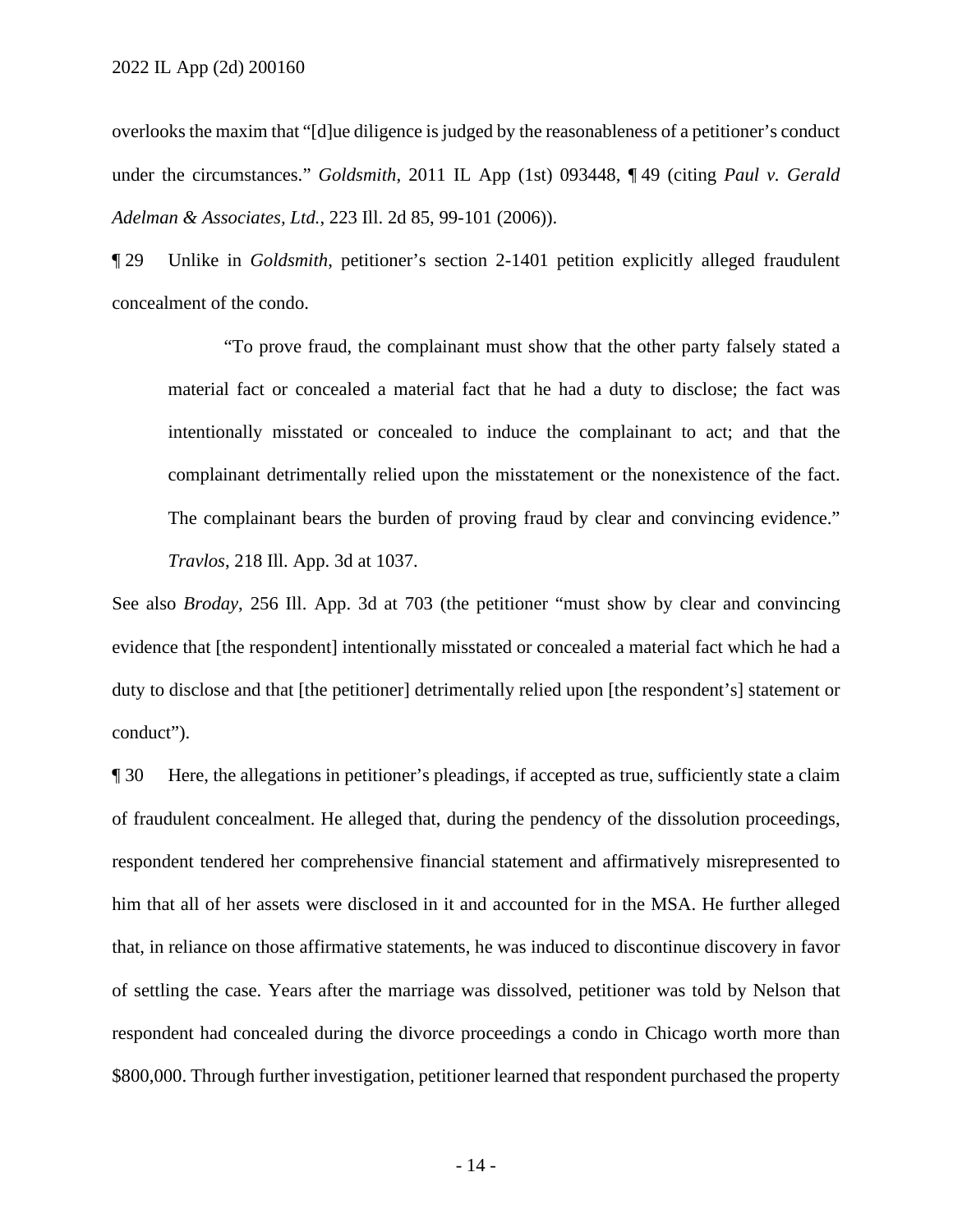overlooks the maxim that "[d]ue diligence is judged by the reasonableness of a petitioner's conduct under the circumstances." *Goldsmith*, 2011 IL App (1st) 093448, ¶ 49 (citing *Paul v. Gerald Adelman & Associates, Ltd.*, 223 Ill. 2d 85, 99-101 (2006)).

¶ 29 Unlike in *Goldsmith*, petitioner's section 2-1401 petition explicitly alleged fraudulent concealment of the condo.

> "To prove fraud, the complainant must show that the other party falsely stated a material fact or concealed a material fact that he had a duty to disclose; the fact was intentionally misstated or concealed to induce the complainant to act; and that the complainant detrimentally relied upon the misstatement or the nonexistence of the fact. The complainant bears the burden of proving fraud by clear and convincing evidence." *Travlos*, 218 Ill. App. 3d at 1037.

See also *Broday*, 256 Ill. App. 3d at 703 (the petitioner "must show by clear and convincing evidence that [the respondent] intentionally misstated or concealed a material fact which he had a duty to disclose and that [the petitioner] detrimentally relied upon [the respondent's] statement or conduct").

¶ 30 Here, the allegations in petitioner's pleadings, if accepted as true, sufficiently state a claim of fraudulent concealment. He alleged that, during the pendency of the dissolution proceedings, respondent tendered her comprehensive financial statement and affirmatively misrepresented to him that all of her assets were disclosed in it and accounted for in the MSA. He further alleged that, in reliance on those affirmative statements, he was induced to discontinue discovery in favor of settling the case. Years after the marriage was dissolved, petitioner was told by Nelson that respondent had concealed during the divorce proceedings a condo in Chicago worth more than $800,000. Through further investigation, petitioner learned that respondent purchased the property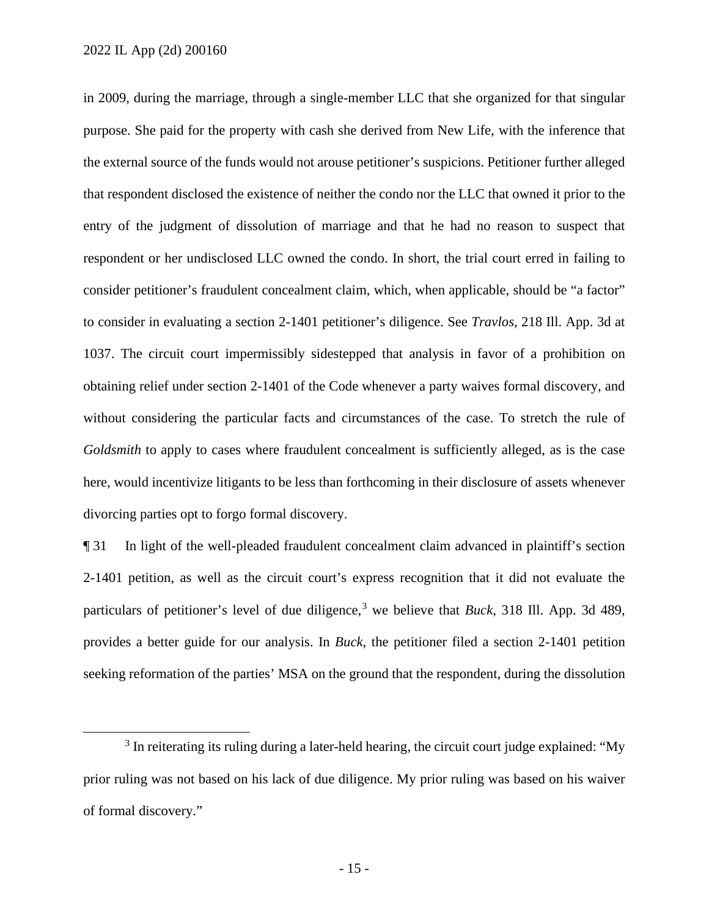in 2009, during the marriage, through a single-member LLC that she organized for that singular purpose. She paid for the property with cash she derived from New Life, with the inference that the external source of the funds would not arouse petitioner's suspicions. Petitioner further alleged that respondent disclosed the existence of neither the condo nor the LLC that owned it prior to the entry of the judgment of dissolution of marriage and that he had no reason to suspect that respondent or her undisclosed LLC owned the condo. In short, the trial court erred in failing to consider petitioner's fraudulent concealment claim, which, when applicable, should be "a factor" to consider in evaluating a section 2-1401 petitioner's diligence. See *Travlos*, 218 Ill. App. 3d at 1037. The circuit court impermissibly sidestepped that analysis in favor of a prohibition on obtaining relief under section 2-1401 of the Code whenever a party waives formal discovery, and without considering the particular facts and circumstances of the case. To stretch the rule of *Goldsmith* to apply to cases where fraudulent concealment is sufficiently alleged, as is the case here, would incentivize litigants to be less than forthcoming in their disclosure of assets whenever divorcing parties opt to forgo formal discovery.

¶ 31 In light of the well-pleaded fraudulent concealment claim advanced in plaintiff's section 2-1401 petition, as well as the circuit court's express recognition that it did not evaluate the particulars of petitioner's level of due diligence,[3] we believe that *Buck*, 318 Ill. App. 3d 489, provides a better guide for our analysis. In *Buck*, the petitioner filed a section 2-1401 petition seeking reformation of the parties' MSA on the ground that the respondent, during the dissolution

[3] In reiterating its ruling during a later-held hearing, the circuit court judge explained: "My prior ruling was not based on his lack of due diligence. My prior ruling was based on his waiver of formal discovery."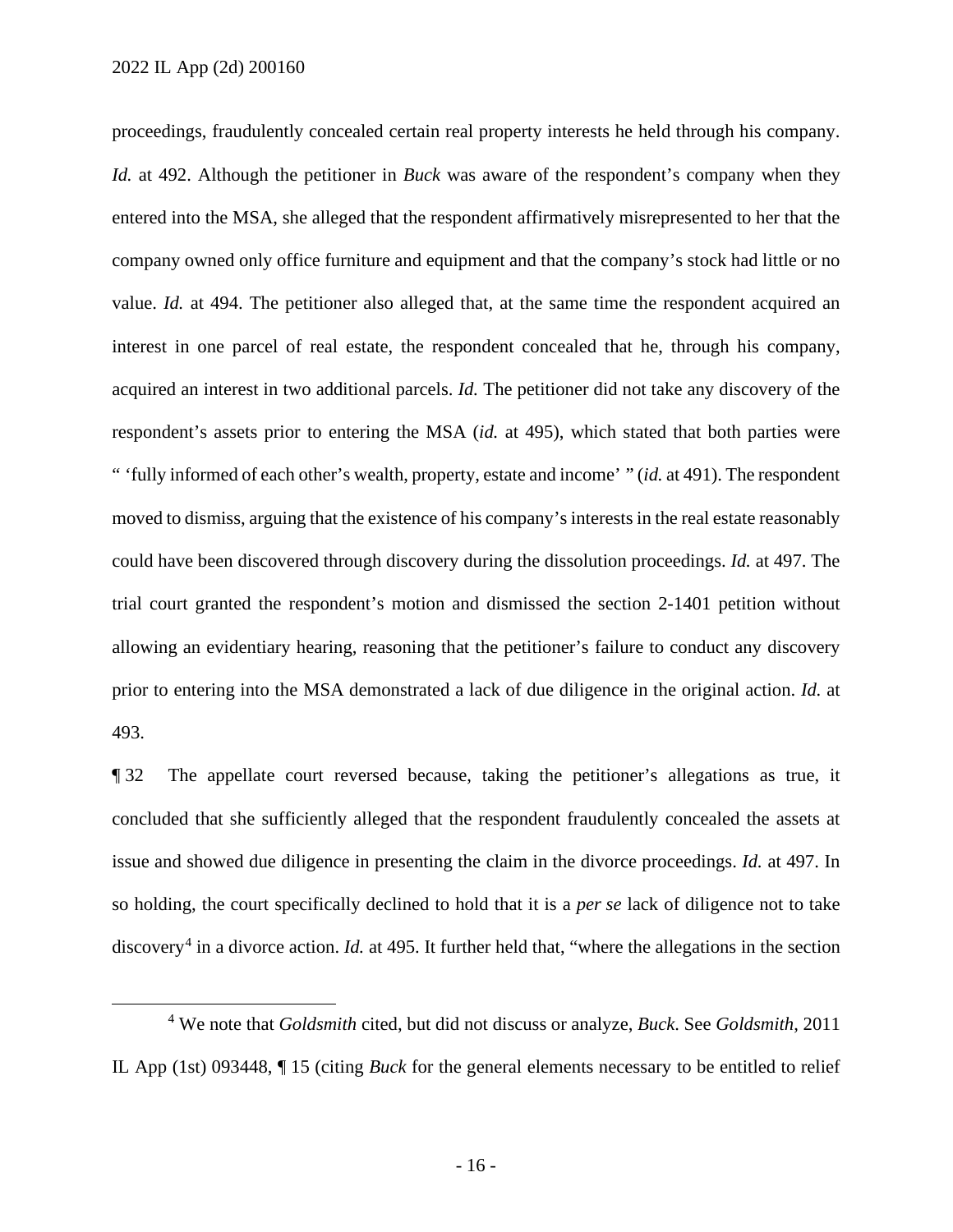proceedings, fraudulently concealed certain real property interests he held through his company. *Id.* at 492. Although the petitioner in *Buck* was aware of the respondent's company when they entered into the MSA, she alleged that the respondent affirmatively misrepresented to her that the company owned only office furniture and equipment and that the company's stock had little or no value. *Id.* at 494. The petitioner also alleged that, at the same time the respondent acquired an interest in one parcel of real estate, the respondent concealed that he, through his company, acquired an interest in two additional parcels. *Id.* The petitioner did not take any discovery of the respondent's assets prior to entering the MSA (*id.* at 495), which stated that both parties were " 'fully informed of each other's wealth, property, estate and income' " (*id.* at 491). The respondent moved to dismiss, arguing that the existence of his company's interests in the real estate reasonably could have been discovered through discovery during the dissolution proceedings. *Id.* at 497. The trial court granted the respondent's motion and dismissed the section 2-1401 petition without allowing an evidentiary hearing, reasoning that the petitioner's failure to conduct any discovery prior to entering into the MSA demonstrated a lack of due diligence in the original action. *Id.* at 493.

¶ 32 The appellate court reversed because, taking the petitioner's allegations as true, it concluded that she sufficiently alleged that the respondent fraudulently concealed the assets at issue and showed due diligence in presenting the claim in the divorce proceedings. *Id.* at 497. In so holding, the court specifically declined to hold that it is a *per se* lack of diligence not to take discovery[4] in a divorce action. *Id.* at 495. It further held that, "where the allegations in the section

[4] We note that *Goldsmith* cited, but did not discuss or analyze, *Buck*. See *Goldsmith*, 2011 IL App (1st) 093448, ¶ 15 (citing *Buck* for the general elements necessary to be entitled to relief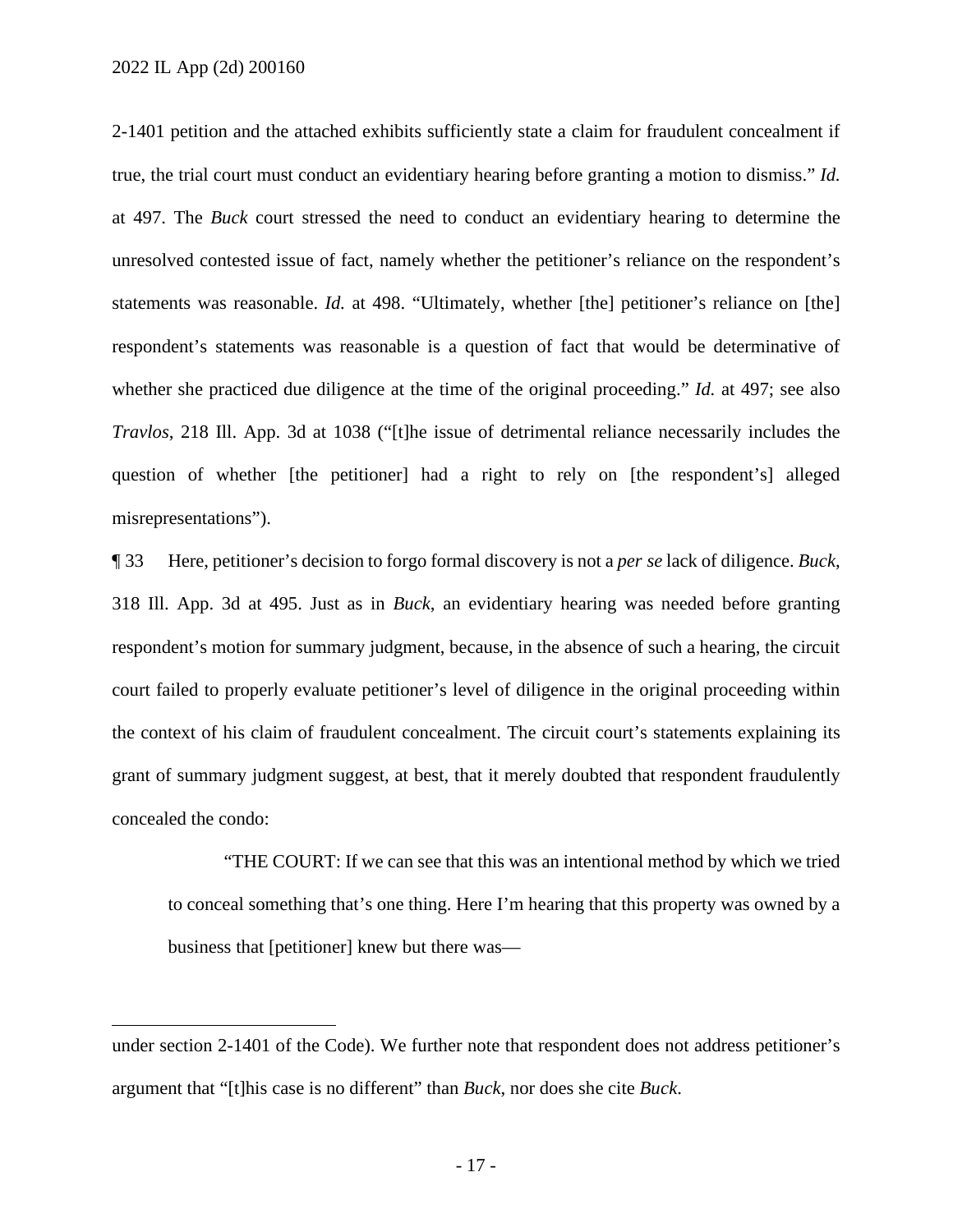2-1401 petition and the attached exhibits sufficiently state a claim for fraudulent concealment if true, the trial court must conduct an evidentiary hearing before granting a motion to dismiss." *Id.* at 497. The *Buck* court stressed the need to conduct an evidentiary hearing to determine the unresolved contested issue of fact, namely whether the petitioner's reliance on the respondent's statements was reasonable. *Id.* at 498. "Ultimately, whether [the] petitioner's reliance on [the] respondent's statements was reasonable is a question of fact that would be determinative of whether she practiced due diligence at the time of the original proceeding." *Id.* at 497; see also *Travlos*, 218 Ill. App. 3d at 1038 ("[t]he issue of detrimental reliance necessarily includes the question of whether [the petitioner] had a right to rely on [the respondent's] alleged misrepresentations").

¶ 33 Here, petitioner's decision to forgo formal discovery is not a *per se* lack of diligence. *Buck*, 318 Ill. App. 3d at 495. Just as in *Buck*, an evidentiary hearing was needed before granting respondent's motion for summary judgment, because, in the absence of such a hearing, the circuit court failed to properly evaluate petitioner's level of diligence in the original proceeding within the context of his claim of fraudulent concealment. The circuit court's statements explaining its grant of summary judgment suggest, at best, that it merely doubted that respondent fraudulently concealed the condo:

> "THE COURT: If we can see that this was an intentional method by which we tried to conceal something that's one thing. Here I'm hearing that this property was owned by a business that [petitioner] knew but there was—

---

under section 2-1401 of the Code). We further note that respondent does not address petitioner's argument that "[t]his case is no different" than *Buck*, nor does she cite *Buck*.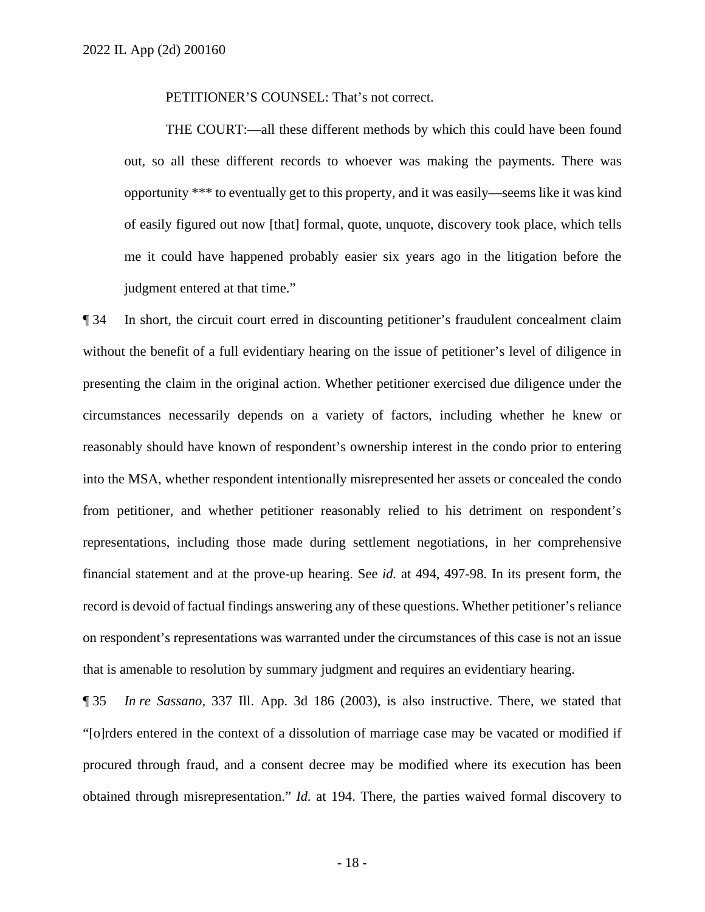PETITIONER'S COUNSEL: That's not correct.

THE COURT:—all these different methods by which this could have been found out, so all these different records to whoever was making the payments. There was opportunity *** to eventually get to this property, and it was easily—seems like it was kind of easily figured out now [that] formal, quote, unquote, discovery took place, which tells me it could have happened probably easier six years ago in the litigation before the judgment entered at that time."

¶ 34 In short, the circuit court erred in discounting petitioner's fraudulent concealment claim without the benefit of a full evidentiary hearing on the issue of petitioner's level of diligence in presenting the claim in the original action. Whether petitioner exercised due diligence under the circumstances necessarily depends on a variety of factors, including whether he knew or reasonably should have known of respondent's ownership interest in the condo prior to entering into the MSA, whether respondent intentionally misrepresented her assets or concealed the condo from petitioner, and whether petitioner reasonably relied to his detriment on respondent's representations, including those made during settlement negotiations, in her comprehensive financial statement and at the prove-up hearing. See *id.* at 494, 497-98. In its present form, the record is devoid of factual findings answering any of these questions. Whether petitioner's reliance on respondent's representations was warranted under the circumstances of this case is not an issue that is amenable to resolution by summary judgment and requires an evidentiary hearing.

¶ 35 *In re Sassano*, 337 Ill. App. 3d 186 (2003), is also instructive. There, we stated that "[o]rders entered in the context of a dissolution of marriage case may be vacated or modified if procured through fraud, and a consent decree may be modified where its execution has been obtained through misrepresentation." *Id.* at 194. There, the parties waived formal discovery to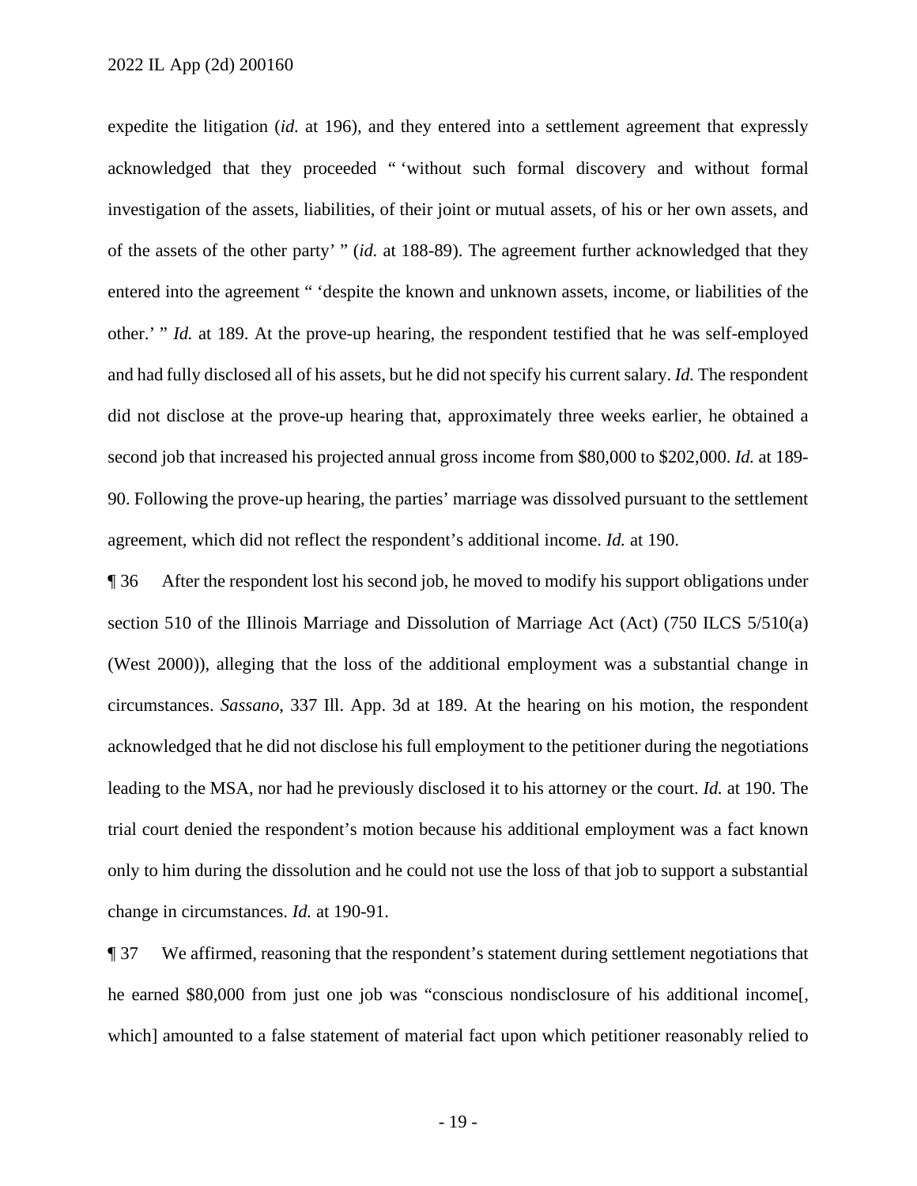expedite the litigation (*id.* at 196), and they entered into a settlement agreement that expressly acknowledged that they proceeded " 'without such formal discovery and without formal investigation of the assets, liabilities, of their joint or mutual assets, of his or her own assets, and of the assets of the other party' " (*id.* at 188-89). The agreement further acknowledged that they entered into the agreement " 'despite the known and unknown assets, income, or liabilities of the other.' " *Id.* at 189. At the prove-up hearing, the respondent testified that he was self-employed and had fully disclosed all of his assets, but he did not specify his current salary. *Id.* The respondent did not disclose at the prove-up hearing that, approximately three weeks earlier, he obtained a second job that increased his projected annual gross income from $80,000 to $202,000. *Id.* at 189-90. Following the prove-up hearing, the parties' marriage was dissolved pursuant to the settlement agreement, which did not reflect the respondent's additional income. *Id.* at 190.

¶ 36 After the respondent lost his second job, he moved to modify his support obligations under section 510 of the Illinois Marriage and Dissolution of Marriage Act (Act) (750 ILCS 5/510(a) (West 2000)), alleging that the loss of the additional employment was a substantial change in circumstances. *Sassano*, 337 Ill. App. 3d at 189. At the hearing on his motion, the respondent acknowledged that he did not disclose his full employment to the petitioner during the negotiations leading to the MSA, nor had he previously disclosed it to his attorney or the court. *Id.* at 190. The trial court denied the respondent's motion because his additional employment was a fact known only to him during the dissolution and he could not use the loss of that job to support a substantial change in circumstances. *Id.* at 190-91.

¶ 37 We affirmed, reasoning that the respondent's statement during settlement negotiations that he earned $80,000 from just one job was "conscious nondisclosure of his additional income[, which] amounted to a false statement of material fact upon which petitioner reasonably relied to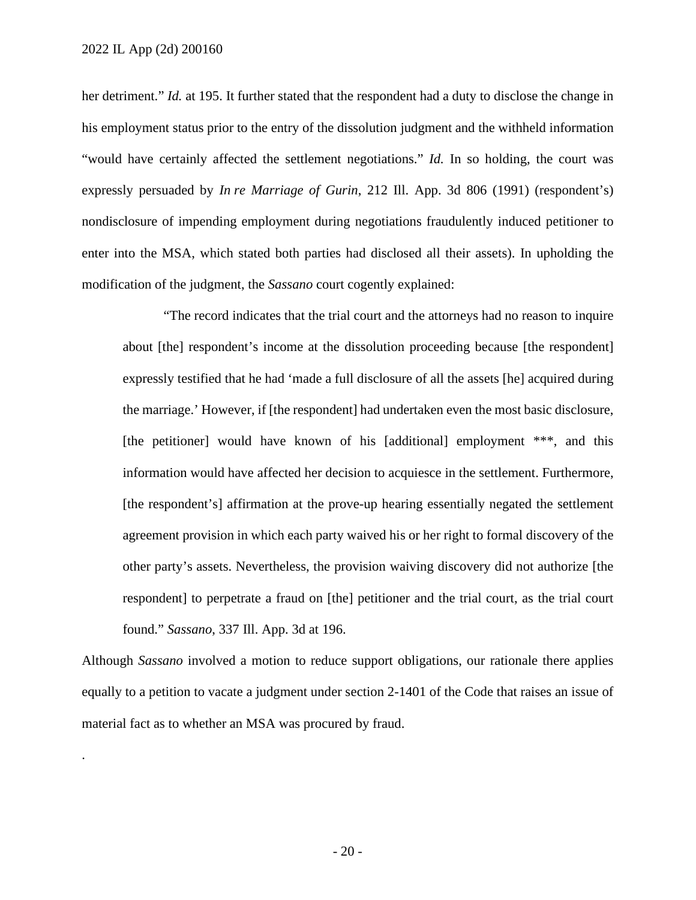her detriment." *Id.* at 195. It further stated that the respondent had a duty to disclose the change in his employment status prior to the entry of the dissolution judgment and the withheld information "would have certainly affected the settlement negotiations." *Id.* In so holding, the court was expressly persuaded by *In re Marriage of Gurin*, 212 Ill. App. 3d 806 (1991) (respondent's) nondisclosure of impending employment during negotiations fraudulently induced petitioner to enter into the MSA, which stated both parties had disclosed all their assets). In upholding the modification of the judgment, the *Sassano* court cogently explained:

> "The record indicates that the trial court and the attorneys had no reason to inquire about [the] respondent's income at the dissolution proceeding because [the respondent] expressly testified that he had 'made a full disclosure of all the assets [he] acquired during the marriage.' However, if [the respondent] had undertaken even the most basic disclosure, [the petitioner] would have known of his [additional] employment ***, and this information would have affected her decision to acquiesce in the settlement. Furthermore, [the respondent's] affirmation at the prove-up hearing essentially negated the settlement agreement provision in which each party waived his or her right to formal discovery of the other party's assets. Nevertheless, the provision waiving discovery did not authorize [the respondent] to perpetrate a fraud on [the] petitioner and the trial court, as the trial court found." *Sassano*, 337 Ill. App. 3d at 196.

Although *Sassano* involved a motion to reduce support obligations, our rationale there applies equally to a petition to vacate a judgment under section 2-1401 of the Code that raises an issue of material fact as to whether an MSA was procured by fraud.

.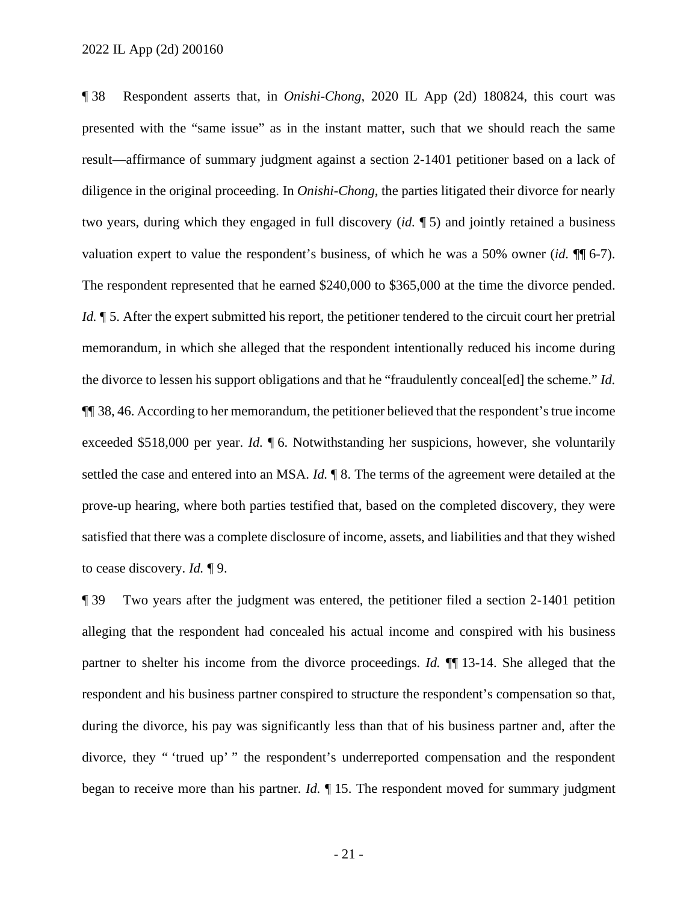¶ 38 Respondent asserts that, in *Onishi-Chong*, 2020 IL App (2d) 180824, this court was presented with the "same issue" as in the instant matter, such that we should reach the same result—affirmance of summary judgment against a section 2-1401 petitioner based on a lack of diligence in the original proceeding. In *Onishi-Chong*, the parties litigated their divorce for nearly two years, during which they engaged in full discovery (*id.* ¶ 5) and jointly retained a business valuation expert to value the respondent's business, of which he was a 50% owner (*id.* ¶¶ 6-7). The respondent represented that he earned $240,000 to $365,000 at the time the divorce pended. *Id.* ¶ 5. After the expert submitted his report, the petitioner tendered to the circuit court her pretrial memorandum, in which she alleged that the respondent intentionally reduced his income during the divorce to lessen his support obligations and that he "fraudulently conceal[ed] the scheme." *Id.* ¶¶ 38, 46. According to her memorandum, the petitioner believed that the respondent's true income exceeded $518,000 per year. *Id.* ¶ 6. Notwithstanding her suspicions, however, she voluntarily settled the case and entered into an MSA. *Id.* ¶ 8. The terms of the agreement were detailed at the prove-up hearing, where both parties testified that, based on the completed discovery, they were satisfied that there was a complete disclosure of income, assets, and liabilities and that they wished to cease discovery. *Id.* ¶ 9.

¶ 39 Two years after the judgment was entered, the petitioner filed a section 2-1401 petition alleging that the respondent had concealed his actual income and conspired with his business partner to shelter his income from the divorce proceedings. *Id.* ¶¶ 13-14. She alleged that the respondent and his business partner conspired to structure the respondent's compensation so that, during the divorce, his pay was significantly less than that of his business partner and, after the divorce, they " 'trued up' " the respondent's underreported compensation and the respondent began to receive more than his partner. *Id.* ¶ 15. The respondent moved for summary judgment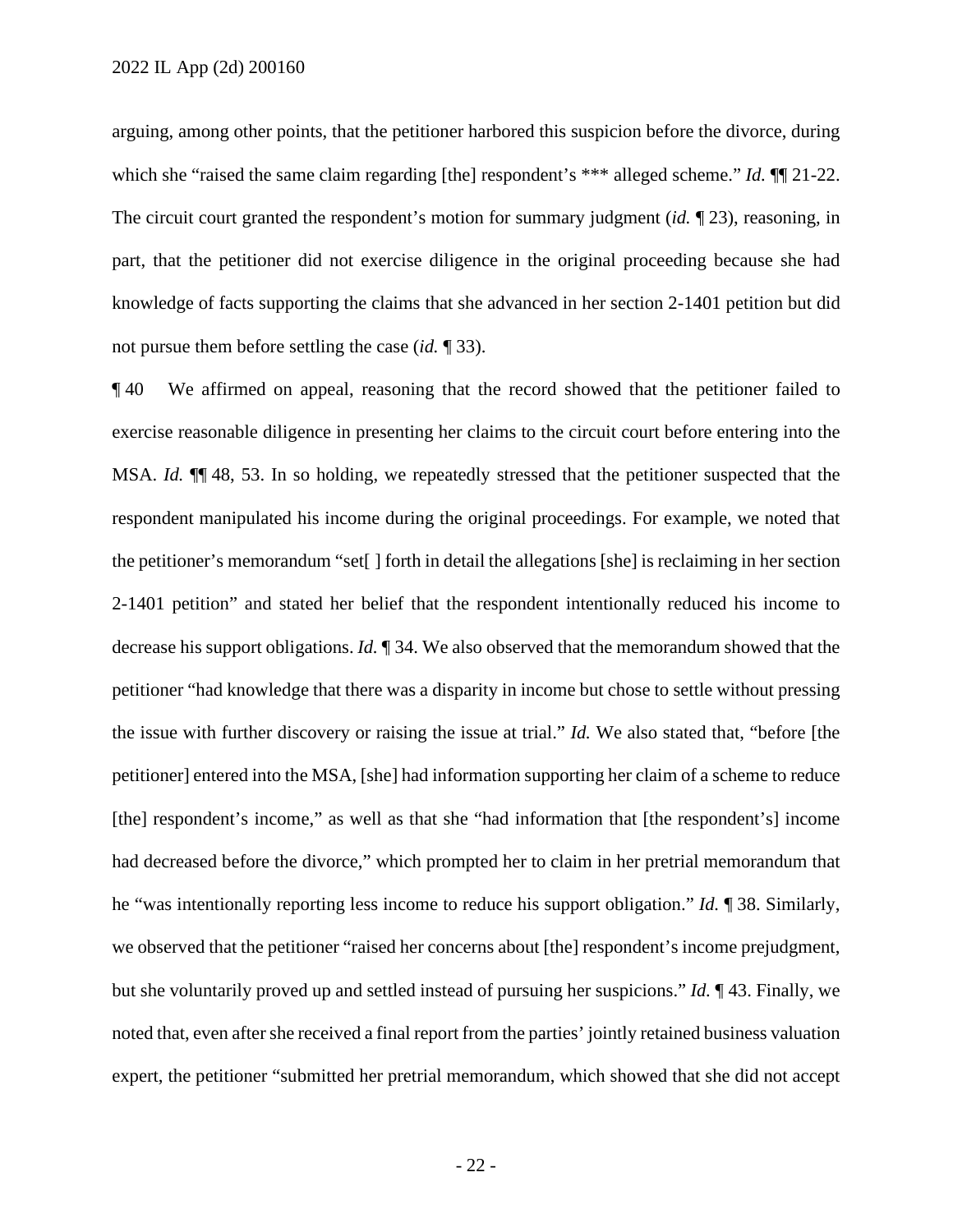arguing, among other points, that the petitioner harbored this suspicion before the divorce, during which she "raised the same claim regarding [the] respondent's *** alleged scheme." *Id.* ¶¶ 21-22. The circuit court granted the respondent's motion for summary judgment (*id.* ¶ 23), reasoning, in part, that the petitioner did not exercise diligence in the original proceeding because she had knowledge of facts supporting the claims that she advanced in her section 2-1401 petition but did not pursue them before settling the case (*id.* ¶ 33).

¶ 40 We affirmed on appeal, reasoning that the record showed that the petitioner failed to exercise reasonable diligence in presenting her claims to the circuit court before entering into the MSA. *Id.* ¶¶ 48, 53. In so holding, we repeatedly stressed that the petitioner suspected that the respondent manipulated his income during the original proceedings. For example, we noted that the petitioner's memorandum "set[ ] forth in detail the allegations [she] is reclaiming in her section 2-1401 petition" and stated her belief that the respondent intentionally reduced his income to decrease his support obligations. *Id.* ¶ 34. We also observed that the memorandum showed that the petitioner "had knowledge that there was a disparity in income but chose to settle without pressing the issue with further discovery or raising the issue at trial." *Id.* We also stated that, "before [the petitioner] entered into the MSA, [she] had information supporting her claim of a scheme to reduce [the] respondent's income," as well as that she "had information that [the respondent's] income had decreased before the divorce," which prompted her to claim in her pretrial memorandum that he "was intentionally reporting less income to reduce his support obligation." *Id.* ¶ 38. Similarly, we observed that the petitioner "raised her concerns about [the] respondent's income prejudgment, but she voluntarily proved up and settled instead of pursuing her suspicions." *Id.* ¶ 43. Finally, we noted that, even after she received a final report from the parties' jointly retained business valuation expert, the petitioner "submitted her pretrial memorandum, which showed that she did not accept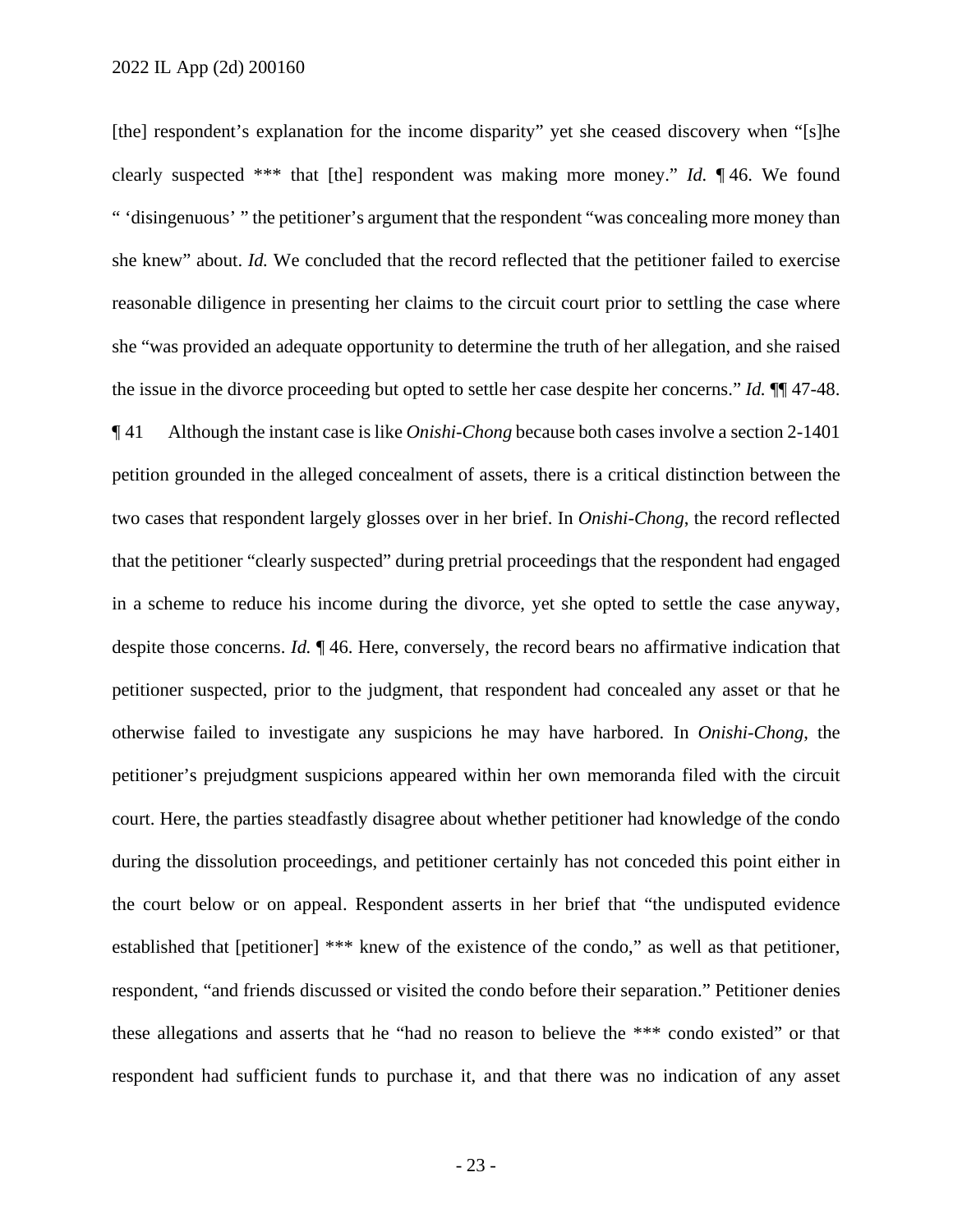[the] respondent's explanation for the income disparity" yet she ceased discovery when "[s]he clearly suspected *** that [the] respondent was making more money." *Id.* ¶ 46. We found " 'disingenuous' " the petitioner's argument that the respondent "was concealing more money than she knew" about. *Id.* We concluded that the record reflected that the petitioner failed to exercise reasonable diligence in presenting her claims to the circuit court prior to settling the case where she "was provided an adequate opportunity to determine the truth of her allegation, and she raised the issue in the divorce proceeding but opted to settle her case despite her concerns." *Id.* ¶¶ 47-48.

¶ 41 Although the instant case is like *Onishi-Chong* because both cases involve a section 2-1401 petition grounded in the alleged concealment of assets, there is a critical distinction between the two cases that respondent largely glosses over in her brief. In *Onishi-Chong*, the record reflected that the petitioner "clearly suspected" during pretrial proceedings that the respondent had engaged in a scheme to reduce his income during the divorce, yet she opted to settle the case anyway, despite those concerns. *Id.* ¶ 46. Here, conversely, the record bears no affirmative indication that petitioner suspected, prior to the judgment, that respondent had concealed any asset or that he otherwise failed to investigate any suspicions he may have harbored. In *Onishi-Chong*, the petitioner's prejudgment suspicions appeared within her own memoranda filed with the circuit court. Here, the parties steadfastly disagree about whether petitioner had knowledge of the condo during the dissolution proceedings, and petitioner certainly has not conceded this point either in the court below or on appeal. Respondent asserts in her brief that "the undisputed evidence established that [petitioner] *** knew of the existence of the condo," as well as that petitioner, respondent, "and friends discussed or visited the condo before their separation." Petitioner denies these allegations and asserts that he "had no reason to believe the *** condo existed" or that respondent had sufficient funds to purchase it, and that there was no indication of any asset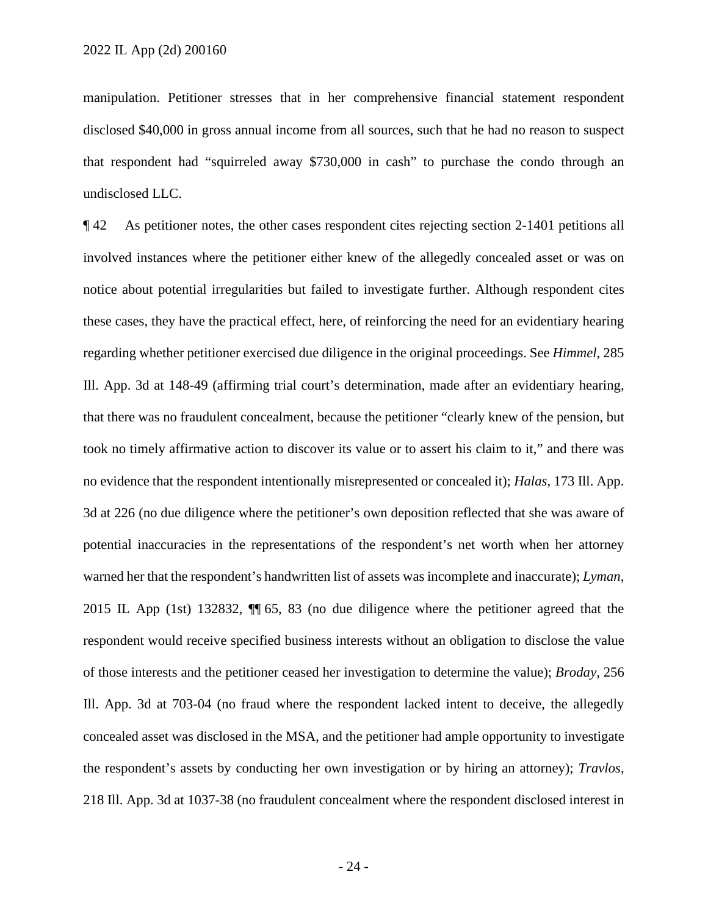manipulation. Petitioner stresses that in her comprehensive financial statement respondent disclosed $40,000 in gross annual income from all sources, such that he had no reason to suspect that respondent had "squirreled away $730,000 in cash" to purchase the condo through an undisclosed LLC.

¶ 42 As petitioner notes, the other cases respondent cites rejecting section 2-1401 petitions all involved instances where the petitioner either knew of the allegedly concealed asset or was on notice about potential irregularities but failed to investigate further. Although respondent cites these cases, they have the practical effect, here, of reinforcing the need for an evidentiary hearing regarding whether petitioner exercised due diligence in the original proceedings. See *Himmel*, 285 Ill. App. 3d at 148-49 (affirming trial court's determination, made after an evidentiary hearing, that there was no fraudulent concealment, because the petitioner "clearly knew of the pension, but took no timely affirmative action to discover its value or to assert his claim to it," and there was no evidence that the respondent intentionally misrepresented or concealed it); *Halas*, 173 Ill. App. 3d at 226 (no due diligence where the petitioner's own deposition reflected that she was aware of potential inaccuracies in the representations of the respondent's net worth when her attorney warned her that the respondent's handwritten list of assets was incomplete and inaccurate); *Lyman*, 2015 IL App (1st) 132832, ¶¶ 65, 83 (no due diligence where the petitioner agreed that the respondent would receive specified business interests without an obligation to disclose the value of those interests and the petitioner ceased her investigation to determine the value); *Broday*, 256 Ill. App. 3d at 703-04 (no fraud where the respondent lacked intent to deceive, the allegedly concealed asset was disclosed in the MSA, and the petitioner had ample opportunity to investigate the respondent's assets by conducting her own investigation or by hiring an attorney); *Travlos*, 218 Ill. App. 3d at 1037-38 (no fraudulent concealment where the respondent disclosed interest in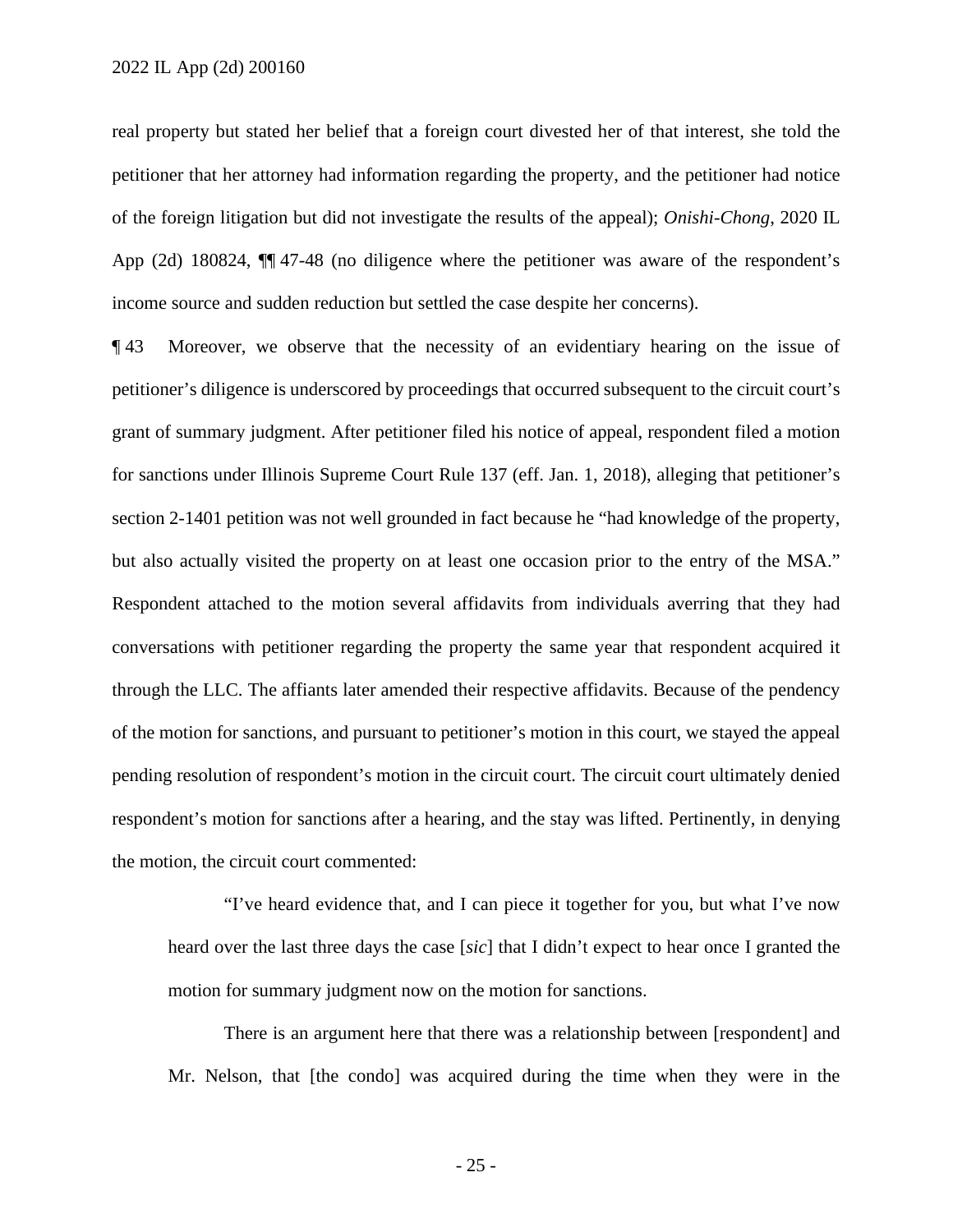real property but stated her belief that a foreign court divested her of that interest, she told the petitioner that her attorney had information regarding the property, and the petitioner had notice of the foreign litigation but did not investigate the results of the appeal); *Onishi-Chong*, 2020 IL App (2d) 180824, ¶¶ 47-48 (no diligence where the petitioner was aware of the respondent's income source and sudden reduction but settled the case despite her concerns).

¶ 43 Moreover, we observe that the necessity of an evidentiary hearing on the issue of petitioner's diligence is underscored by proceedings that occurred subsequent to the circuit court's grant of summary judgment. After petitioner filed his notice of appeal, respondent filed a motion for sanctions under Illinois Supreme Court Rule 137 (eff. Jan. 1, 2018), alleging that petitioner's section 2-1401 petition was not well grounded in fact because he "had knowledge of the property, but also actually visited the property on at least one occasion prior to the entry of the MSA." Respondent attached to the motion several affidavits from individuals averring that they had conversations with petitioner regarding the property the same year that respondent acquired it through the LLC. The affiants later amended their respective affidavits. Because of the pendency of the motion for sanctions, and pursuant to petitioner's motion in this court, we stayed the appeal pending resolution of respondent's motion in the circuit court. The circuit court ultimately denied respondent's motion for sanctions after a hearing, and the stay was lifted. Pertinently, in denying the motion, the circuit court commented:

> "I've heard evidence that, and I can piece it together for you, but what I've now heard over the last three days the case [*sic*] that I didn't expect to hear once I granted the motion for summary judgment now on the motion for sanctions.
>
> There is an argument here that there was a relationship between [respondent] and Mr. Nelson, that [the condo] was acquired during the time when they were in the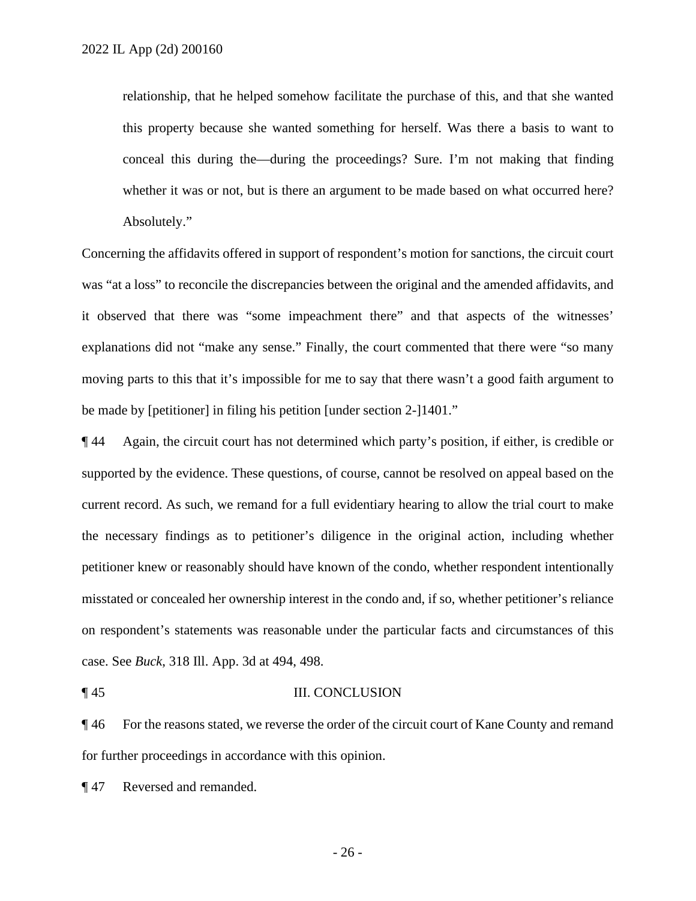> relationship, that he helped somehow facilitate the purchase of this, and that she wanted this property because she wanted something for herself. Was there a basis to want to conceal this during the—during the proceedings? Sure. I'm not making that finding whether it was or not, but is there an argument to be made based on what occurred here? Absolutely."

Concerning the affidavits offered in support of respondent's motion for sanctions, the circuit court was "at a loss" to reconcile the discrepancies between the original and the amended affidavits, and it observed that there was "some impeachment there" and that aspects of the witnesses' explanations did not "make any sense." Finally, the court commented that there were "so many moving parts to this that it's impossible for me to say that there wasn't a good faith argument to be made by [petitioner] in filing his petition [under section 2-]1401."

¶ 44 Again, the circuit court has not determined which party's position, if either, is credible or supported by the evidence. These questions, of course, cannot be resolved on appeal based on the current record. As such, we remand for a full evidentiary hearing to allow the trial court to make the necessary findings as to petitioner's diligence in the original action, including whether petitioner knew or reasonably should have known of the condo, whether respondent intentionally misstated or concealed her ownership interest in the condo and, if so, whether petitioner's reliance on respondent's statements was reasonable under the particular facts and circumstances of this case. See *Buck*, 318 Ill. App. 3d at 494, 498.

## ¶ 45 III. CONCLUSION

¶ 46 For the reasons stated, we reverse the order of the circuit court of Kane County and remand for further proceedings in accordance with this opinion.

¶ 47 Reversed and remanded.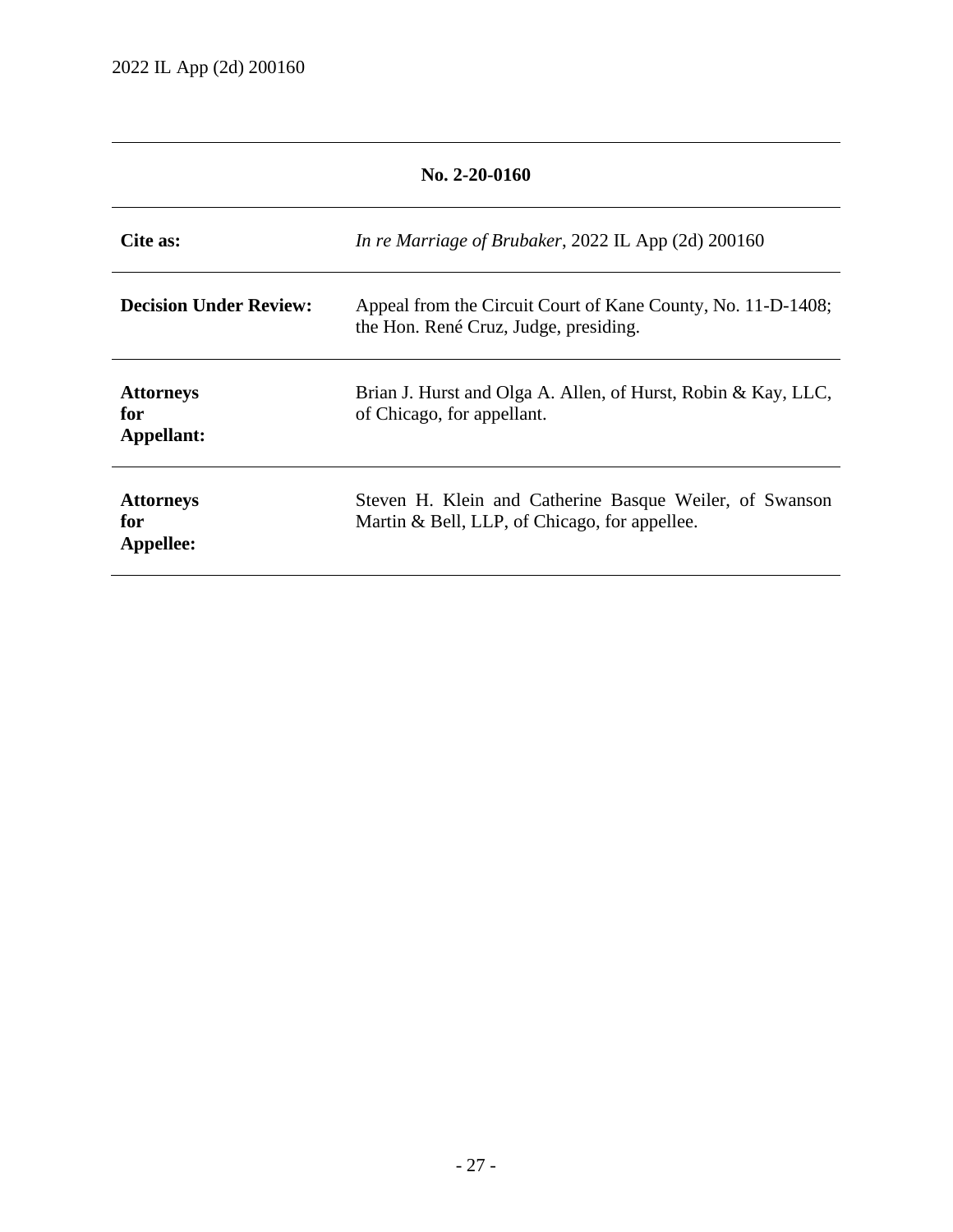**No. 2-20-0160**

| | |
|---|---|
| **Cite as:** | *In re Marriage of Brubaker*, 2022 IL App (2d) 200160 |
| **Decision Under Review:** | Appeal from the Circuit Court of Kane County, No. 11-D-1408; the Hon. René Cruz, Judge, presiding. |
| **Attorneys for Appellant:** | Brian J. Hurst and Olga A. Allen, of Hurst, Robin & Kay, LLC, of Chicago, for appellant. |
| **Attorneys for Appellee:** | Steven H. Klein and Catherine Basque Weiler, of Swanson Martin & Bell, LLP, of Chicago, for appellee. |